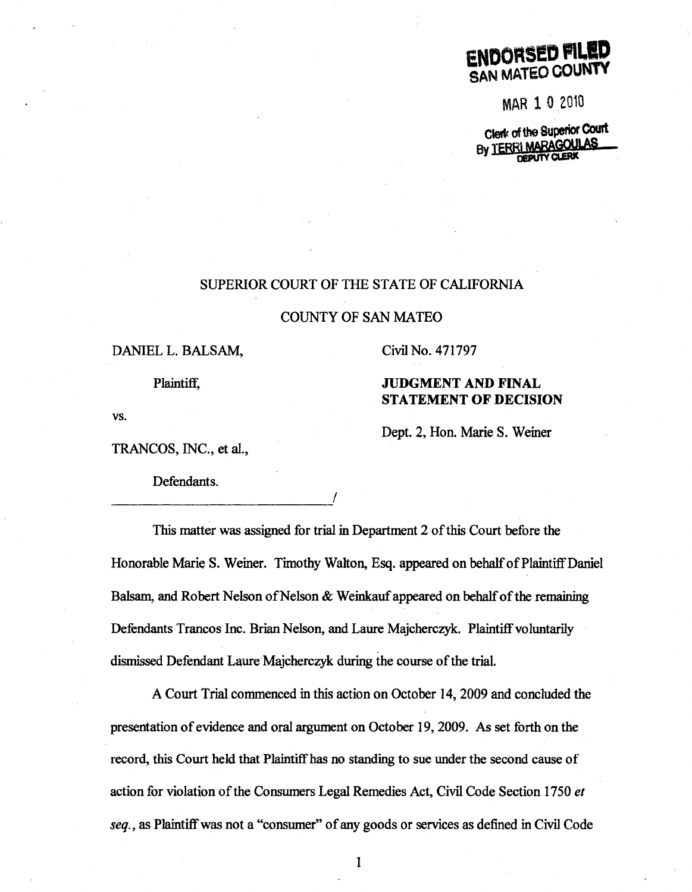**ENDORSED FILED**
**SAN MATEO COUNTY**

MAR 1 0 2010

Clerk of the Superior Court
By TERRI MARAGOULAS
DEPUTY CLERK

SUPERIOR COURT OF THE STATE OF CALIFORNIA

COUNTY OF SAN MATEO

DANIEL L. BALSAM,

Plaintiff,

vs.

TRANCOS, INC., et al.,

Defendants.
_______________________________/

Civil No. 471797

**JUDGMENT AND FINAL STATEMENT OF DECISION**

Dept. 2, Hon. Marie S. Weiner

This matter was assigned for trial in Department 2 of this Court before the Honorable Marie S. Weiner. Timothy Walton, Esq. appeared on behalf of Plaintiff Daniel Balsam, and Robert Nelson of Nelson & Weinkauf appeared on behalf of the remaining Defendants Trancos Inc. Brian Nelson, and Laure Majcherczyk. Plaintiff voluntarily dismissed Defendant Laure Majcherczyk during the course of the trial.

A Court Trial commenced in this action on October 14, 2009 and concluded the presentation of evidence and oral argument on October 19, 2009. As set forth on the record, this Court held that Plaintiff has no standing to sue under the second cause of action for violation of the Consumers Legal Remedies Act, Civil Code Section 1750 *et seq.*, as Plaintiff was not a "consumer" of any goods or services as defined in Civil Code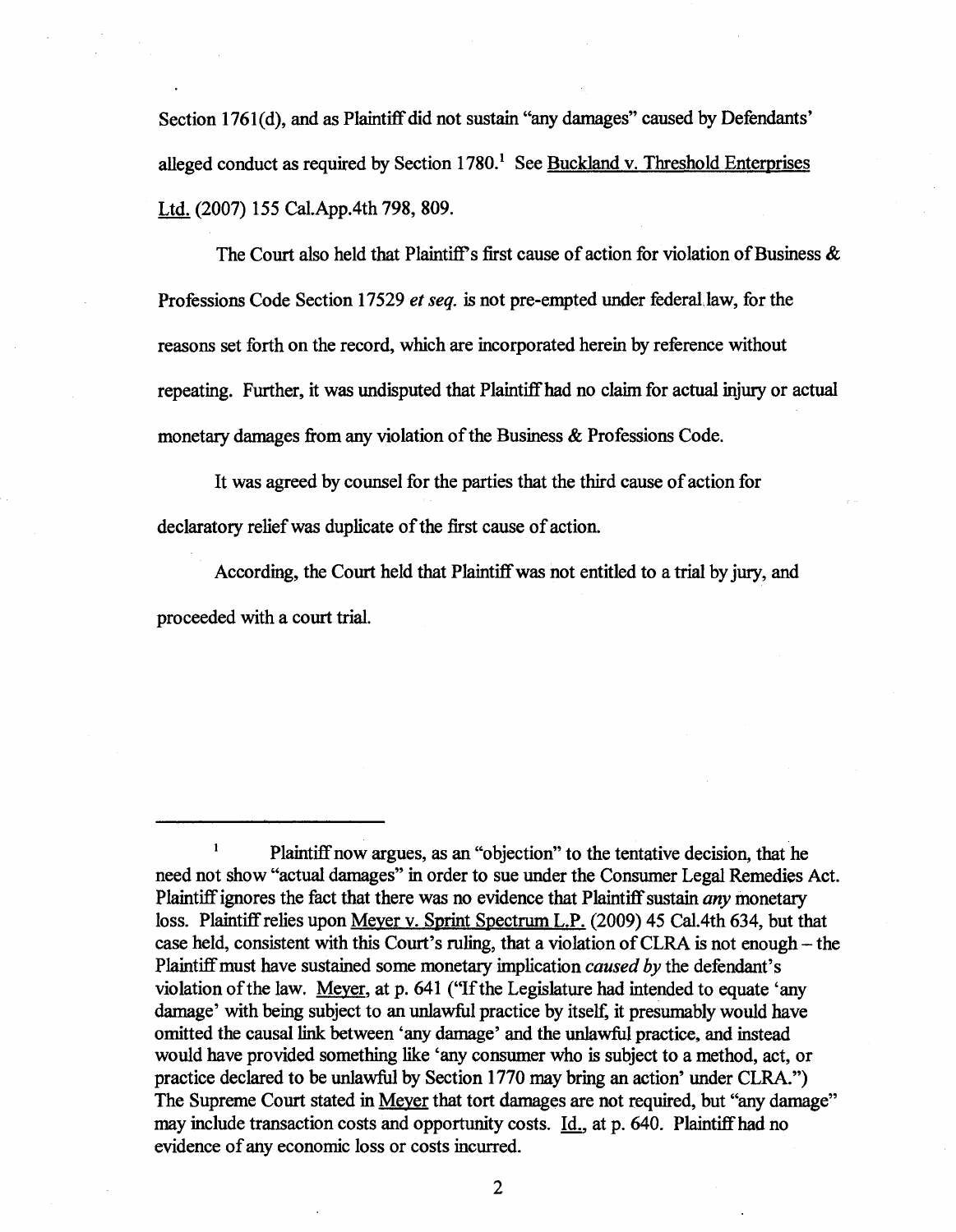Section 1761(d), and as Plaintiff did not sustain "any damages" caused by Defendants' alleged conduct as required by Section 1780.[1] See Buckland v. Threshold Enterprises Ltd. (2007) 155 Cal.App.4th 798, 809.

The Court also held that Plaintiff's first cause of action for violation of Business & Professions Code Section 17529 *et seq.* is not pre-empted under federal law, for the reasons set forth on the record, which are incorporated herein by reference without repeating. Further, it was undisputed that Plaintiff had no claim for actual injury or actual monetary damages from any violation of the Business & Professions Code.

It was agreed by counsel for the parties that the third cause of action for declaratory relief was duplicate of the first cause of action.

According, the Court held that Plaintiff was not entitled to a trial by jury, and proceeded with a court trial.

---

[1] Plaintiff now argues, as an "objection" to the tentative decision, that he need not show "actual damages" in order to sue under the Consumer Legal Remedies Act. Plaintiff ignores the fact that there was no evidence that Plaintiff sustain *any* monetary loss. Plaintiff relies upon Meyer v. Sprint Spectrum L.P. (2009) 45 Cal.4th 634, but that case held, consistent with this Court's ruling, that a violation of CLRA is not enough – the Plaintiff must have sustained some monetary implication *caused by* the defendant's violation of the law. Meyer, at p. 641 ("If the Legislature had intended to equate 'any damage' with being subject to an unlawful practice by itself, it presumably would have omitted the causal link between 'any damage' and the unlawful practice, and instead would have provided something like 'any consumer who is subject to a method, act, or practice declared to be unlawful by Section 1770 may bring an action' under CLRA.") The Supreme Court stated in Meyer that tort damages are not required, but "any damage" may include transaction costs and opportunity costs. Id., at p. 640. Plaintiff had no evidence of any economic loss or costs incurred.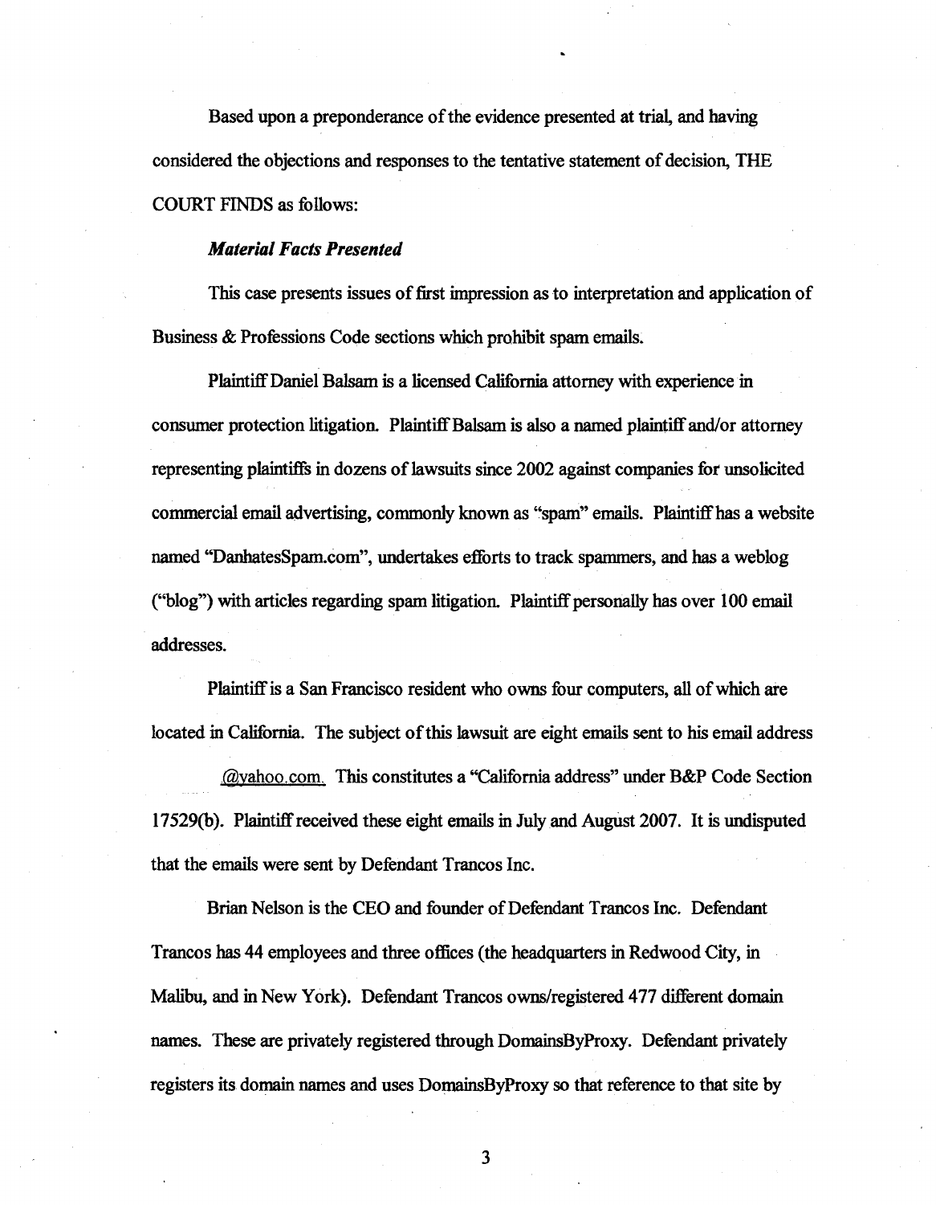Based upon a preponderance of the evidence presented at trial, and having considered the objections and responses to the tentative statement of decision, THE COURT FINDS as follows:

***Material Facts Presented***

This case presents issues of first impression as to interpretation and application of Business & Professions Code sections which prohibit spam emails.

Plaintiff Daniel Balsam is a licensed California attorney with experience in consumer protection litigation. Plaintiff Balsam is also a named plaintiff and/or attorney representing plaintiffs in dozens of lawsuits since 2002 against companies for unsolicited commercial email advertising, commonly known as "spam" emails. Plaintiff has a website named "DanhatesSpam.com", undertakes efforts to track spammers, and has a weblog ("blog") with articles regarding spam litigation. Plaintiff personally has over 100 email addresses.

Plaintiff is a San Francisco resident who owns four computers, all of which are located in California. The subject of this lawsuit are eight emails sent to his email address @yahoo.com. This constitutes a "California address" under B&P Code Section 17529(b). Plaintiff received these eight emails in July and August 2007. It is undisputed that the emails were sent by Defendant Trancos Inc.

Brian Nelson is the CEO and founder of Defendant Trancos Inc. Defendant Trancos has 44 employees and three offices (the headquarters in Redwood City, in Malibu, and in New York). Defendant Trancos owns/registered 477 different domain names. These are privately registered through DomainsByProxy. Defendant privately registers its domain names and uses DomainsByProxy so that reference to that site by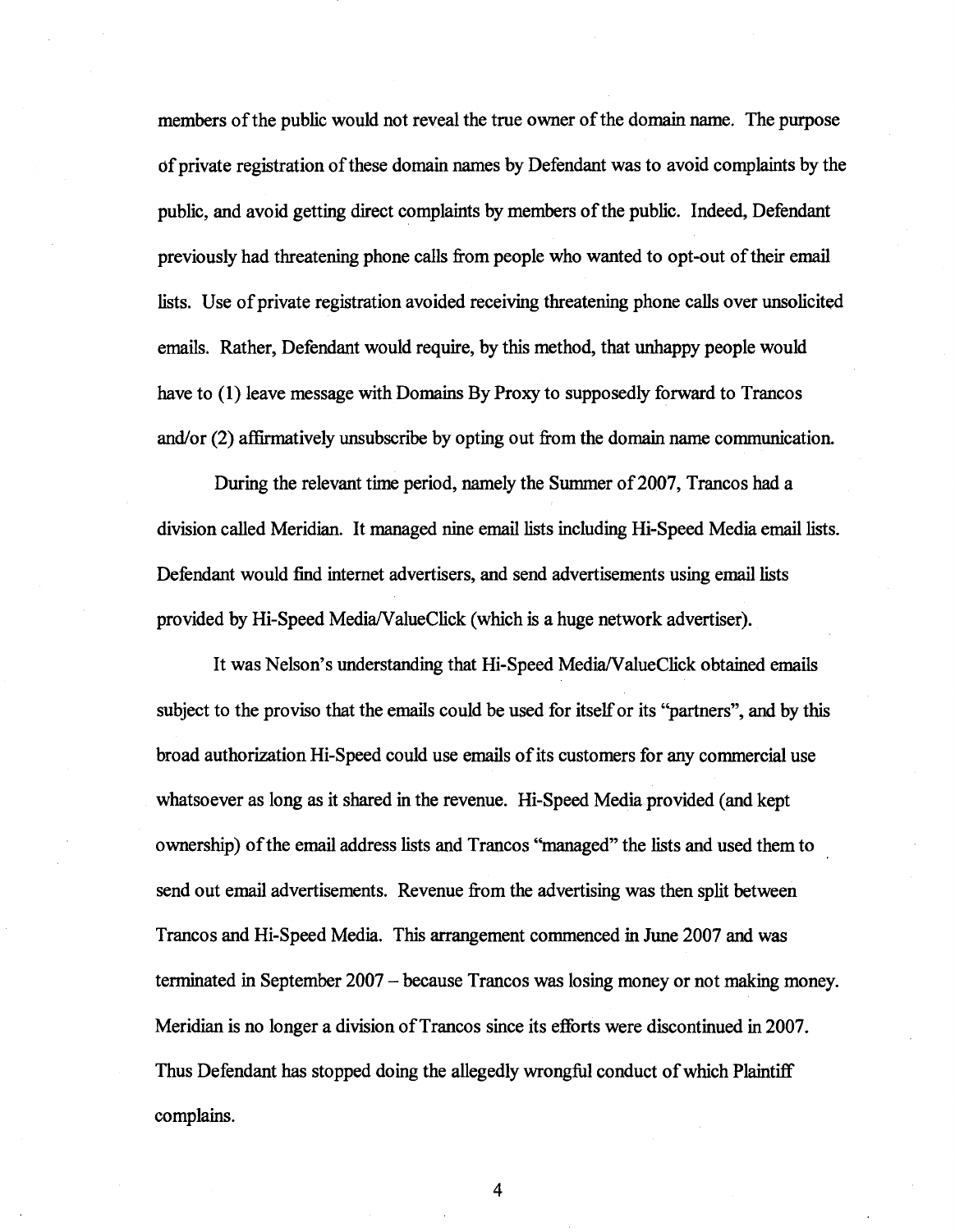members of the public would not reveal the true owner of the domain name. The purpose of private registration of these domain names by Defendant was to avoid complaints by the public, and avoid getting direct complaints by members of the public. Indeed, Defendant previously had threatening phone calls from people who wanted to opt-out of their email lists. Use of private registration avoided receiving threatening phone calls over unsolicited emails. Rather, Defendant would require, by this method, that unhappy people would have to (1) leave message with Domains By Proxy to supposedly forward to Trancos and/or (2) affirmatively unsubscribe by opting out from the domain name communication.

During the relevant time period, namely the Summer of 2007, Trancos had a division called Meridian. It managed nine email lists including Hi-Speed Media email lists. Defendant would find internet advertisers, and send advertisements using email lists provided by Hi-Speed Media/ValueClick (which is a huge network advertiser).

It was Nelson's understanding that Hi-Speed Media/ValueClick obtained emails subject to the proviso that the emails could be used for itself or its "partners", and by this broad authorization Hi-Speed could use emails of its customers for any commercial use whatsoever as long as it shared in the revenue. Hi-Speed Media provided (and kept ownership) of the email address lists and Trancos "managed" the lists and used them to send out email advertisements. Revenue from the advertising was then split between Trancos and Hi-Speed Media. This arrangement commenced in June 2007 and was terminated in September 2007 – because Trancos was losing money or not making money. Meridian is no longer a division of Trancos since its efforts were discontinued in 2007. Thus Defendant has stopped doing the allegedly wrongful conduct of which Plaintiff complains.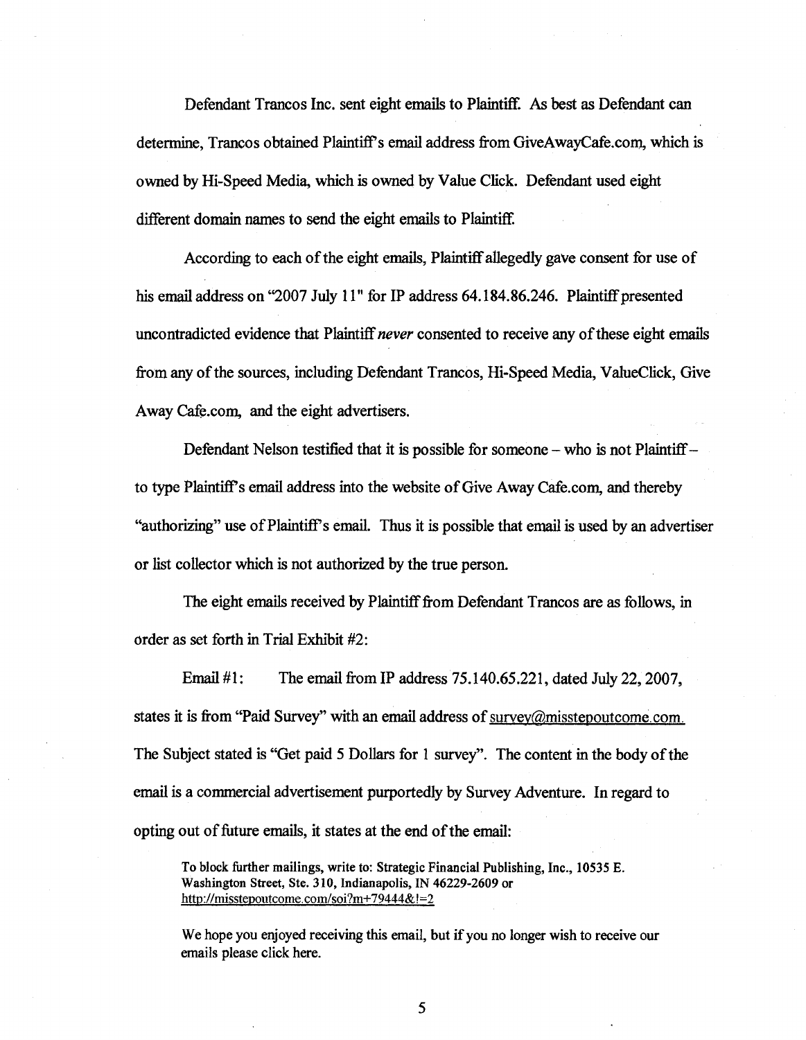Defendant Trancos Inc. sent eight emails to Plaintiff. As best as Defendant can determine, Trancos obtained Plaintiff's email address from GiveAwayCafe.com, which is owned by Hi-Speed Media, which is owned by Value Click. Defendant used eight different domain names to send the eight emails to Plaintiff.

According to each of the eight emails, Plaintiff allegedly gave consent for use of his email address on "2007 July 11" for IP address 64.184.86.246. Plaintiff presented uncontradicted evidence that Plaintiff *never* consented to receive any of these eight emails from any of the sources, including Defendant Trancos, Hi-Speed Media, ValueClick, Give Away Cafe.com, and the eight advertisers.

Defendant Nelson testified that it is possible for someone – who is not Plaintiff – to type Plaintiff's email address into the website of Give Away Cafe.com, and thereby "authorizing" use of Plaintiff's email. Thus it is possible that email is used by an advertiser or list collector which is not authorized by the true person.

The eight emails received by Plaintiff from Defendant Trancos are as follows, in order as set forth in Trial Exhibit #2:

Email #1: The email from IP address 75.140.65.221, dated July 22, 2007, states it is from "Paid Survey" with an email address of survey@misstepoutcome.com. The Subject stated is "Get paid 5 Dollars for 1 survey". The content in the body of the email is a commercial advertisement purportedly by Survey Adventure. In regard to opting out of future emails, it states at the end of the email:

> To block further mailings, write to: Strategic Financial Publishing, Inc., 10535 E. Washington Street, Ste. 310, Indianapolis, IN 46229-2609 or http://misstepoutcome.com/soi?m+79444&!=2
>
> We hope you enjoyed receiving this email, but if you no longer wish to receive our emails please click here.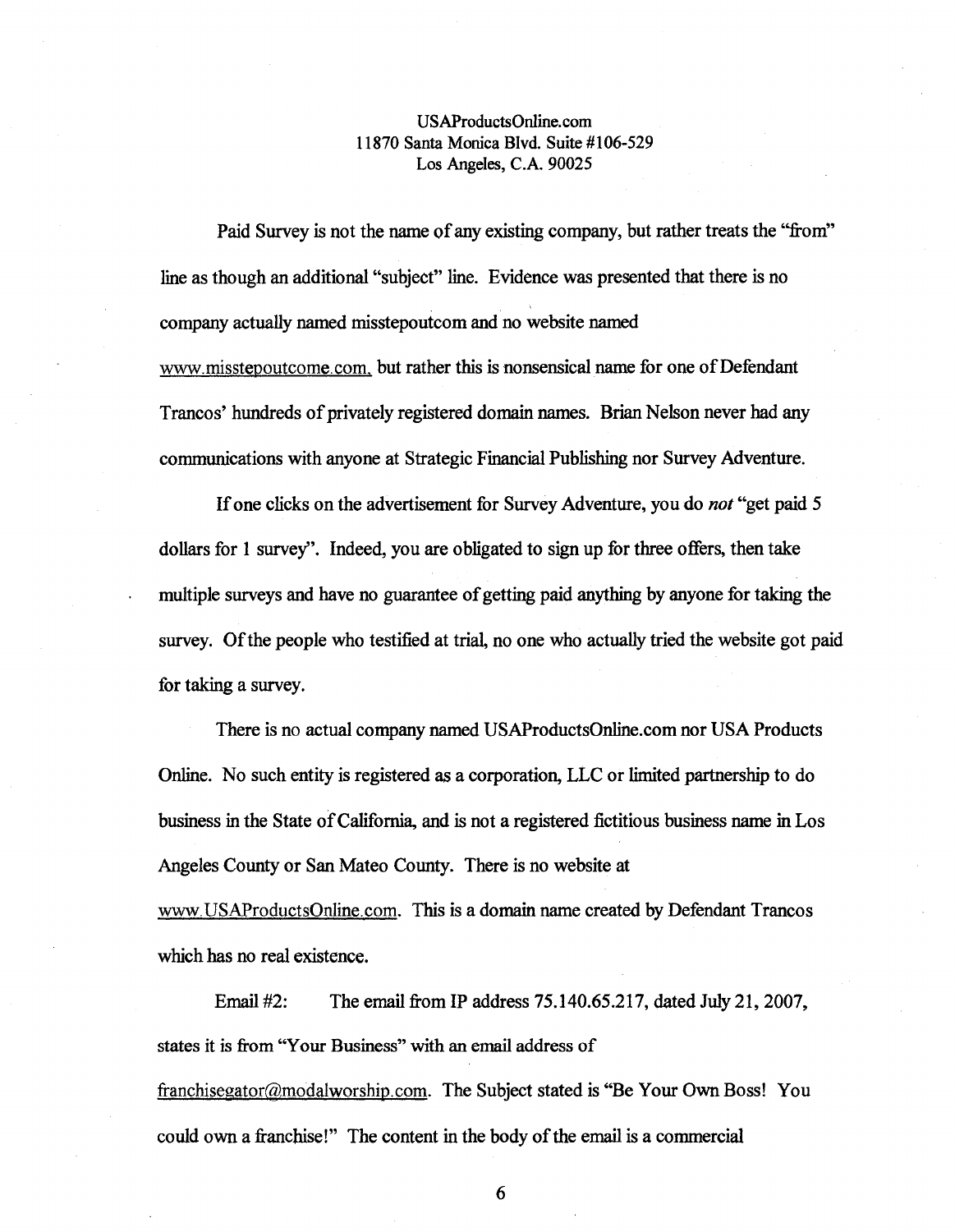USAProductsOnline.com
11870 Santa Monica Blvd. Suite #106-529
Los Angeles, C.A. 90025

Paid Survey is not the name of any existing company, but rather treats the "from" line as though an additional "subject" line. Evidence was presented that there is no company actually named misstepoutcom and no website named www.misstepoutcome.com, but rather this is nonsensical name for one of Defendant Trancos' hundreds of privately registered domain names. Brian Nelson never had any communications with anyone at Strategic Financial Publishing nor Survey Adventure.

If one clicks on the advertisement for Survey Adventure, you do *not* "get paid 5 dollars for 1 survey". Indeed, you are obligated to sign up for three offers, then take multiple surveys and have no guarantee of getting paid anything by anyone for taking the survey. Of the people who testified at trial, no one who actually tried the website got paid for taking a survey.

There is no actual company named USAProductsOnline.com nor USA Products Online. No such entity is registered as a corporation, LLC or limited partnership to do business in the State of California, and is not a registered fictitious business name in Los Angeles County or San Mateo County. There is no website at www.USAProductsOnline.com. This is a domain name created by Defendant Trancos which has no real existence.

Email #2: The email from IP address 75.140.65.217, dated July 21, 2007, states it is from "Your Business" with an email address of franchisegator@modalworship.com. The Subject stated is "Be Your Own Boss! You could own a franchise!" The content in the body of the email is a commercial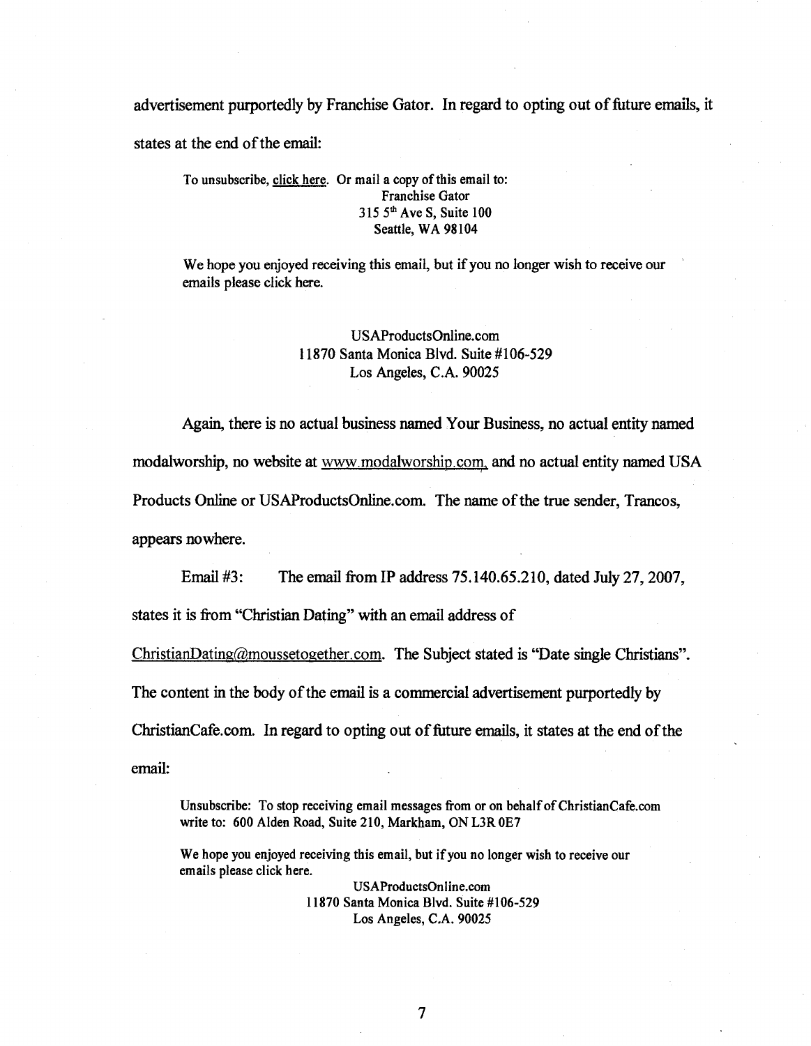advertisement purportedly by Franchise Gator. In regard to opting out of future emails, it states at the end of the email:

> To unsubscribe, click here. Or mail a copy of this email to:
> Franchise Gator
> 315 5[th] Ave S, Suite 100
> Seattle, WA 98104
>
> We hope you enjoyed receiving this email, but if you no longer wish to receive our emails please click here.
>
> USAProductsOnline.com
> 11870 Santa Monica Blvd. Suite #106-529
> Los Angeles, C.A. 90025

Again, there is no actual business named Your Business, no actual entity named modalworship, no website at www.modalworship.com, and no actual entity named USA Products Online or USAProductsOnline.com. The name of the true sender, Trancos, appears nowhere.

Email #3: The email from IP address 75.140.65.210, dated July 27, 2007, states it is from "Christian Dating" with an email address of ChristianDating@moussetogether.com. The Subject stated is "Date single Christians". The content in the body of the email is a commercial advertisement purportedly by ChristianCafe.com. In regard to opting out of future emails, it states at the end of the email:

> Unsubscribe: To stop receiving email messages from or on behalf of ChristianCafe.com write to: 600 Alden Road, Suite 210, Markham, ON L3R 0E7
>
> We hope you enjoyed receiving this email, but if you no longer wish to receive our emails please click here.
>
> USAProductsOnline.com
> 11870 Santa Monica Blvd. Suite #106-529
> Los Angeles, C.A. 90025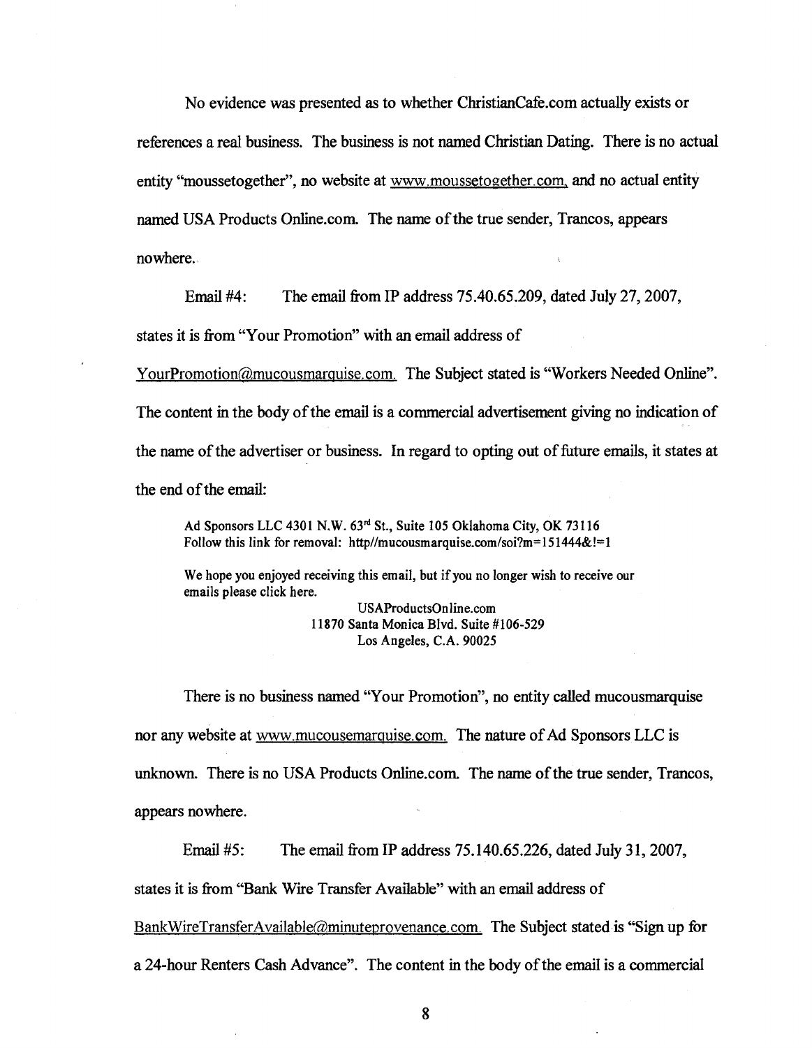No evidence was presented as to whether ChristianCafe.com actually exists or references a real business. The business is not named Christian Dating. There is no actual entity "moussetogether", no website at www.moussetogether.com, and no actual entity named USA Products Online.com. The name of the true sender, Trancos, appears nowhere.

Email #4: The email from IP address 75.40.65.209, dated July 27, 2007, states it is from "Your Promotion" with an email address of YourPromotion@mucousmarquise.com. The Subject stated is "Workers Needed Online". The content in the body of the email is a commercial advertisement giving no indication of the name of the advertiser or business. In regard to opting out of future emails, it states at the end of the email:

> Ad Sponsors LLC 4301 N.W. 63rd St., Suite 105 Oklahoma City, OK 73116
> Follow this link for removal: http//mucousmarquise.com/soi?m=151444&!=1
>
> We hope you enjoyed receiving this email, but if you no longer wish to receive our emails please click here.
>
> USAProductsOnline.com
> 11870 Santa Monica Blvd. Suite #106-529
> Los Angeles, C.A. 90025

There is no business named "Your Promotion", no entity called mucousmarquise nor any website at www.mucousemarquise.com. The nature of Ad Sponsors LLC is unknown. There is no USA Products Online.com. The name of the true sender, Trancos, appears nowhere.

Email #5: The email from IP address 75.140.65.226, dated July 31, 2007, states it is from "Bank Wire Transfer Available" with an email address of BankWireTransferAvailable@minuteprovenance.com. The Subject stated is "Sign up for a 24-hour Renters Cash Advance". The content in the body of the email is a commercial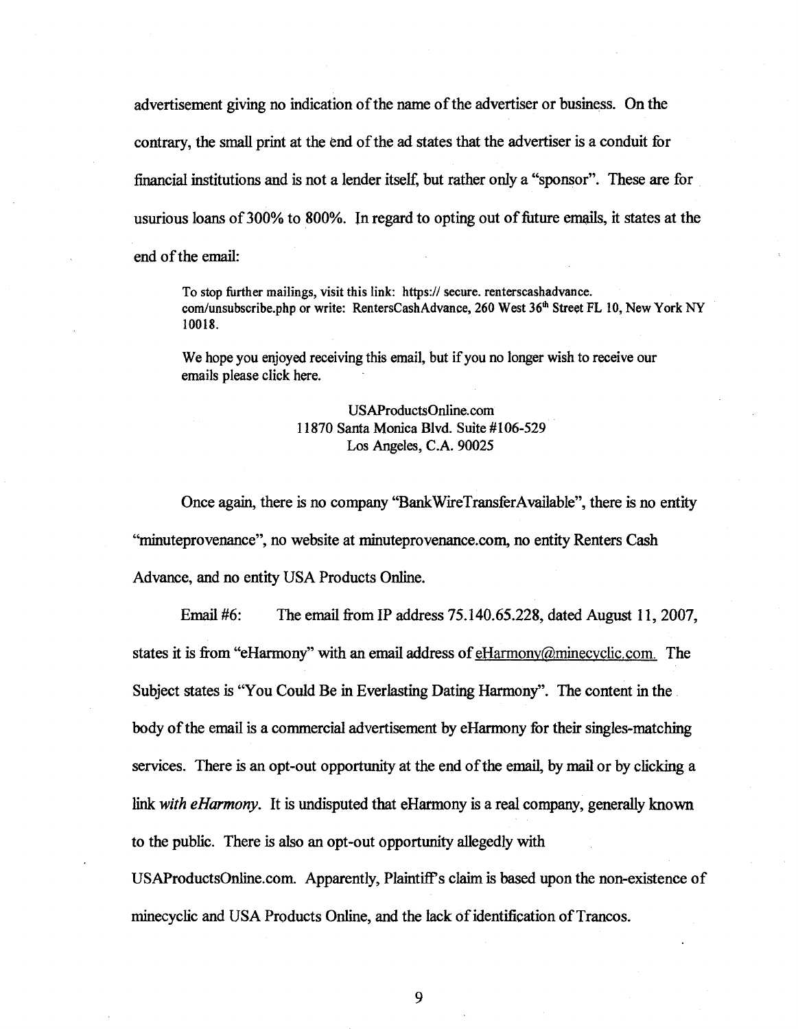advertisement giving no indication of the name of the advertiser or business. On the contrary, the small print at the end of the ad states that the advertiser is a conduit for financial institutions and is not a lender itself, but rather only a "sponsor". These are for usurious loans of 300% to 800%. In regard to opting out of future emails, it states at the end of the email:

> To stop further mailings, visit this link: https:// secure. renterscashadvance. com/unsubscribe.php or write: RentersCashAdvance, 260 West 36th Street FL 10, New York NY 10018.
>
> We hope you enjoyed receiving this email, but if you no longer wish to receive our emails please click here.
>
> USAProductsOnline.com
> 11870 Santa Monica Blvd. Suite #106-529
> Los Angeles, C.A. 90025

Once again, there is no company "BankWireTransferAvailable", there is no entity "minuteprovenance", no website at minuteprovenance.com, no entity Renters Cash Advance, and no entity USA Products Online.

Email #6: The email from IP address 75.140.65.228, dated August 11, 2007, states it is from "eHarmony" with an email address of eHarmony@minecyclic.com. The Subject states is "You Could Be in Everlasting Dating Harmony". The content in the body of the email is a commercial advertisement by eHarmony for their singles-matching services. There is an opt-out opportunity at the end of the email, by mail or by clicking a link *with eHarmony*. It is undisputed that eHarmony is a real company, generally known to the public. There is also an opt-out opportunity allegedly with USAProductsOnline.com. Apparently, Plaintiff's claim is based upon the non-existence of minecyclic and USA Products Online, and the lack of identification of Trancos.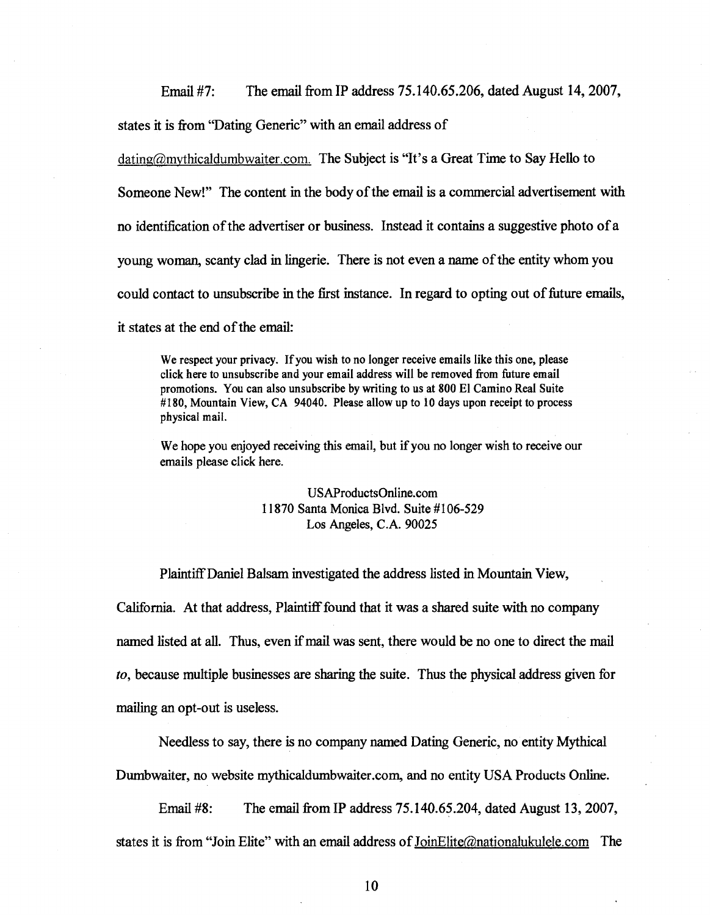Email #7: The email from IP address 75.140.65.206, dated August 14, 2007, states it is from "Dating Generic" with an email address of dating@mythicaldumbwaiter.com. The Subject is "It's a Great Time to Say Hello to Someone New!" The content in the body of the email is a commercial advertisement with no identification of the advertiser or business. Instead it contains a suggestive photo of a young woman, scanty clad in lingerie. There is not even a name of the entity whom you could contact to unsubscribe in the first instance. In regard to opting out of future emails, it states at the end of the email:

> We respect your privacy. If you wish to no longer receive emails like this one, please click here to unsubscribe and your email address will be removed from future email promotions. You can also unsubscribe by writing to us at 800 El Camino Real Suite #180, Mountain View, CA 94040. Please allow up to 10 days upon receipt to process physical mail.
>
> We hope you enjoyed receiving this email, but if you no longer wish to receive our emails please click here.
>
> USAProductsOnline.com
> 11870 Santa Monica Blvd. Suite #106-529
> Los Angeles, C.A. 90025

Plaintiff Daniel Balsam investigated the address listed in Mountain View, California. At that address, Plaintiff found that it was a shared suite with no company named listed at all. Thus, even if mail was sent, there would be no one to direct the mail *to*, because multiple businesses are sharing the suite. Thus the physical address given for mailing an opt-out is useless.

Needless to say, there is no company named Dating Generic, no entity Mythical Dumbwaiter, no website mythicaldumbwaiter.com, and no entity USA Products Online.

Email #8: The email from IP address 75.140.65.204, dated August 13, 2007, states it is from "Join Elite" with an email address of JoinElite@nationalukulele.com The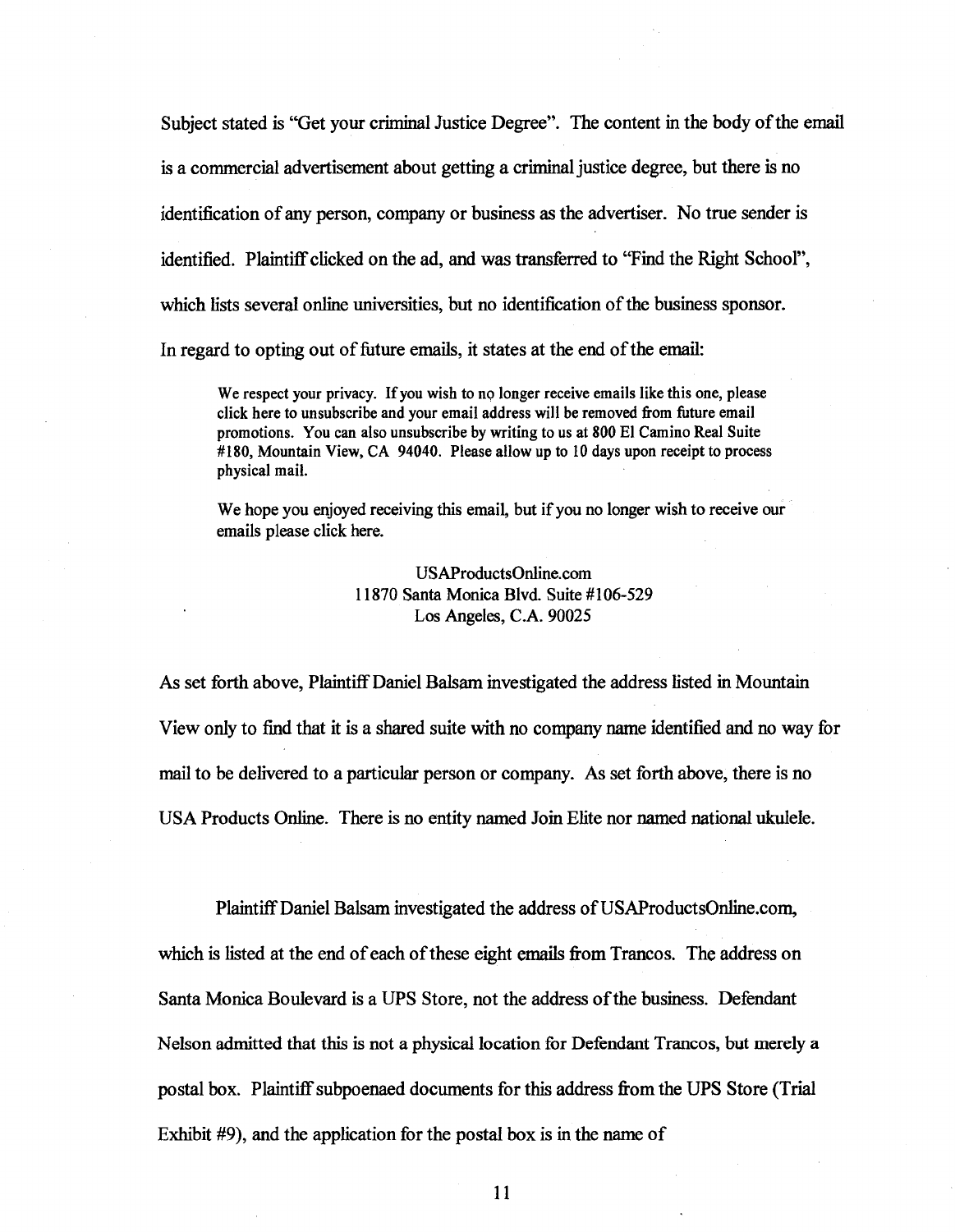Subject stated is "Get your criminal Justice Degree". The content in the body of the email is a commercial advertisement about getting a criminal justice degree, but there is no identification of any person, company or business as the advertiser. No true sender is identified. Plaintiff clicked on the ad, and was transferred to "Find the Right School", which lists several online universities, but no identification of the business sponsor.

In regard to opting out of future emails, it states at the end of the email:

> We respect your privacy. If you wish to no longer receive emails like this one, please click here to unsubscribe and your email address will be removed from future email promotions. You can also unsubscribe by writing to us at 800 El Camino Real Suite #180, Mountain View, CA 94040. Please allow up to 10 days upon receipt to process physical mail.
>
> We hope you enjoyed receiving this email, but if you no longer wish to receive our emails please click here.
>
> USAProductsOnline.com
> 11870 Santa Monica Blvd. Suite #106-529
> Los Angeles, C.A. 90025

As set forth above, Plaintiff Daniel Balsam investigated the address listed in Mountain View only to find that it is a shared suite with no company name identified and no way for mail to be delivered to a particular person or company. As set forth above, there is no USA Products Online. There is no entity named Join Elite nor named national ukulele.

Plaintiff Daniel Balsam investigated the address of USAProductsOnline.com, which is listed at the end of each of these eight emails from Trancos. The address on Santa Monica Boulevard is a UPS Store, not the address of the business. Defendant Nelson admitted that this is not a physical location for Defendant Trancos, but merely a postal box. Plaintiff subpoenaed documents for this address from the UPS Store (Trial Exhibit #9), and the application for the postal box is in the name of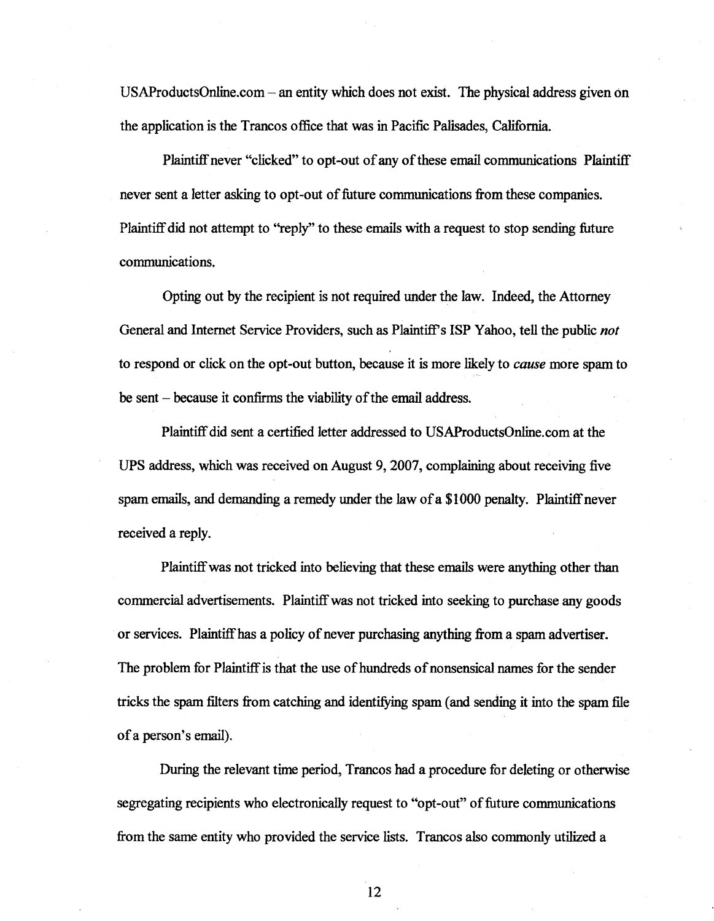USAProductsOnline.com – an entity which does not exist. The physical address given on the application is the Trancos office that was in Pacific Palisades, California.

Plaintiff never "clicked" to opt-out of any of these email communications Plaintiff never sent a letter asking to opt-out of future communications from these companies. Plaintiff did not attempt to "reply" to these emails with a request to stop sending future communications.

Opting out by the recipient is not required under the law. Indeed, the Attorney General and Internet Service Providers, such as Plaintiff's ISP Yahoo, tell the public *not* to respond or click on the opt-out button, because it is more likely to *cause* more spam to be sent – because it confirms the viability of the email address.

Plaintiff did sent a certified letter addressed to USAProductsOnline.com at the UPS address, which was received on August 9, 2007, complaining about receiving five spam emails, and demanding a remedy under the law of a $1000 penalty. Plaintiff never received a reply.

Plaintiff was not tricked into believing that these emails were anything other than commercial advertisements. Plaintiff was not tricked into seeking to purchase any goods or services. Plaintiff has a policy of never purchasing anything from a spam advertiser. The problem for Plaintiff is that the use of hundreds of nonsensical names for the sender tricks the spam filters from catching and identifying spam (and sending it into the spam file of a person's email).

During the relevant time period, Trancos had a procedure for deleting or otherwise segregating recipients who electronically request to "opt-out" of future communications from the same entity who provided the service lists. Trancos also commonly utilized a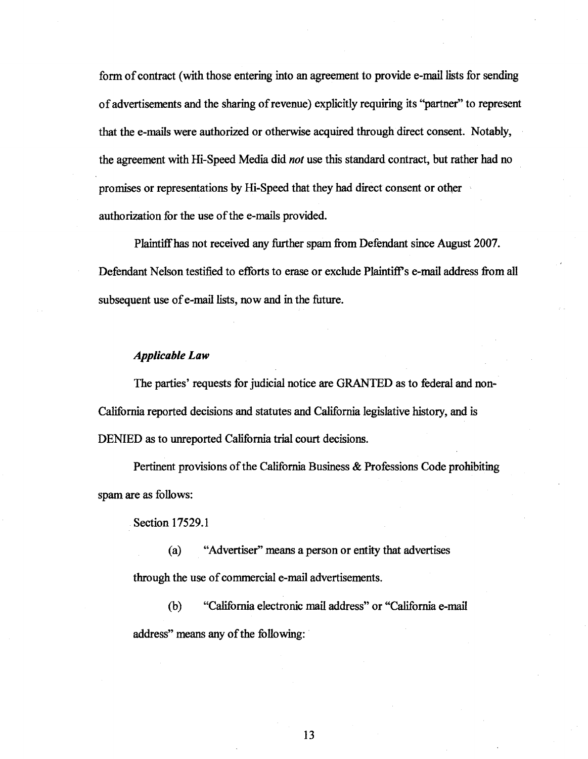form of contract (with those entering into an agreement to provide e-mail lists for sending of advertisements and the sharing of revenue) explicitly requiring its "partner" to represent that the e-mails were authorized or otherwise acquired through direct consent. Notably, the agreement with Hi-Speed Media did *not* use this standard contract, but rather had no promises or representations by Hi-Speed that they had direct consent or other authorization for the use of the e-mails provided.

Plaintiff has not received any further spam from Defendant since August 2007. Defendant Nelson testified to efforts to erase or exclude Plaintiff's e-mail address from all subsequent use of e-mail lists, now and in the future.

### *Applicable Law*

The parties' requests for judicial notice are GRANTED as to federal and non-California reported decisions and statutes and California legislative history, and is DENIED as to unreported California trial court decisions.

Pertinent provisions of the California Business & Professions Code prohibiting spam are as follows:

Section 17529.1

(a) "Advertiser" means a person or entity that advertises through the use of commercial e-mail advertisements.

(b) "California electronic mail address" or "California e-mail address" means any of the following: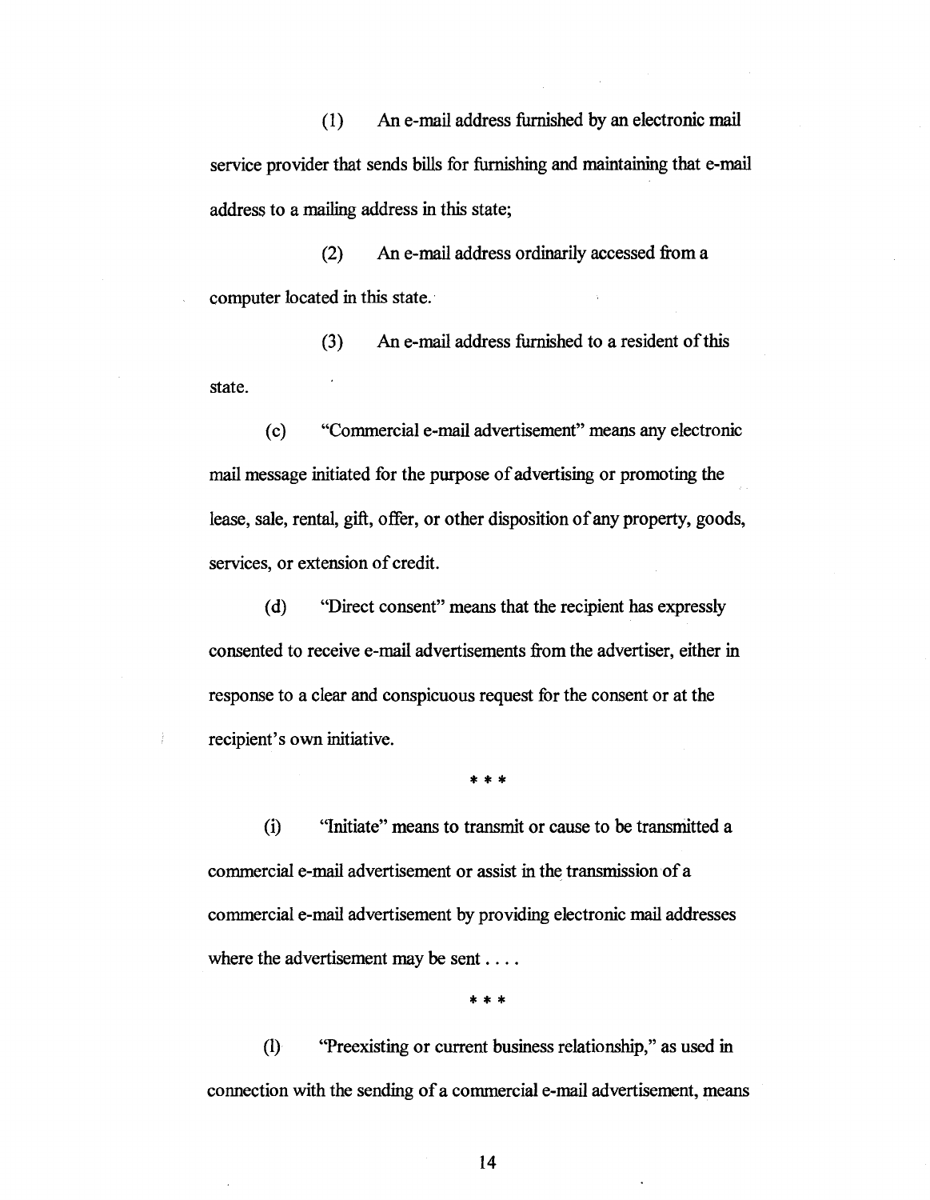(1) An e-mail address furnished by an electronic mail service provider that sends bills for furnishing and maintaining that e-mail address to a mailing address in this state;

(2) An e-mail address ordinarily accessed from a computer located in this state.

(3) An e-mail address furnished to a resident of this state.

(c) "Commercial e-mail advertisement" means any electronic mail message initiated for the purpose of advertising or promoting the lease, sale, rental, gift, offer, or other disposition of any property, goods, services, or extension of credit.

(d) "Direct consent" means that the recipient has expressly consented to receive e-mail advertisements from the advertiser, either in response to a clear and conspicuous request for the consent or at the recipient's own initiative.

\* \* \*

(i) "Initiate" means to transmit or cause to be transmitted a commercial e-mail advertisement or assist in the transmission of a commercial e-mail advertisement by providing electronic mail addresses where the advertisement may be sent . . . .

\* \* \*

(l) "Preexisting or current business relationship," as used in connection with the sending of a commercial e-mail advertisement, means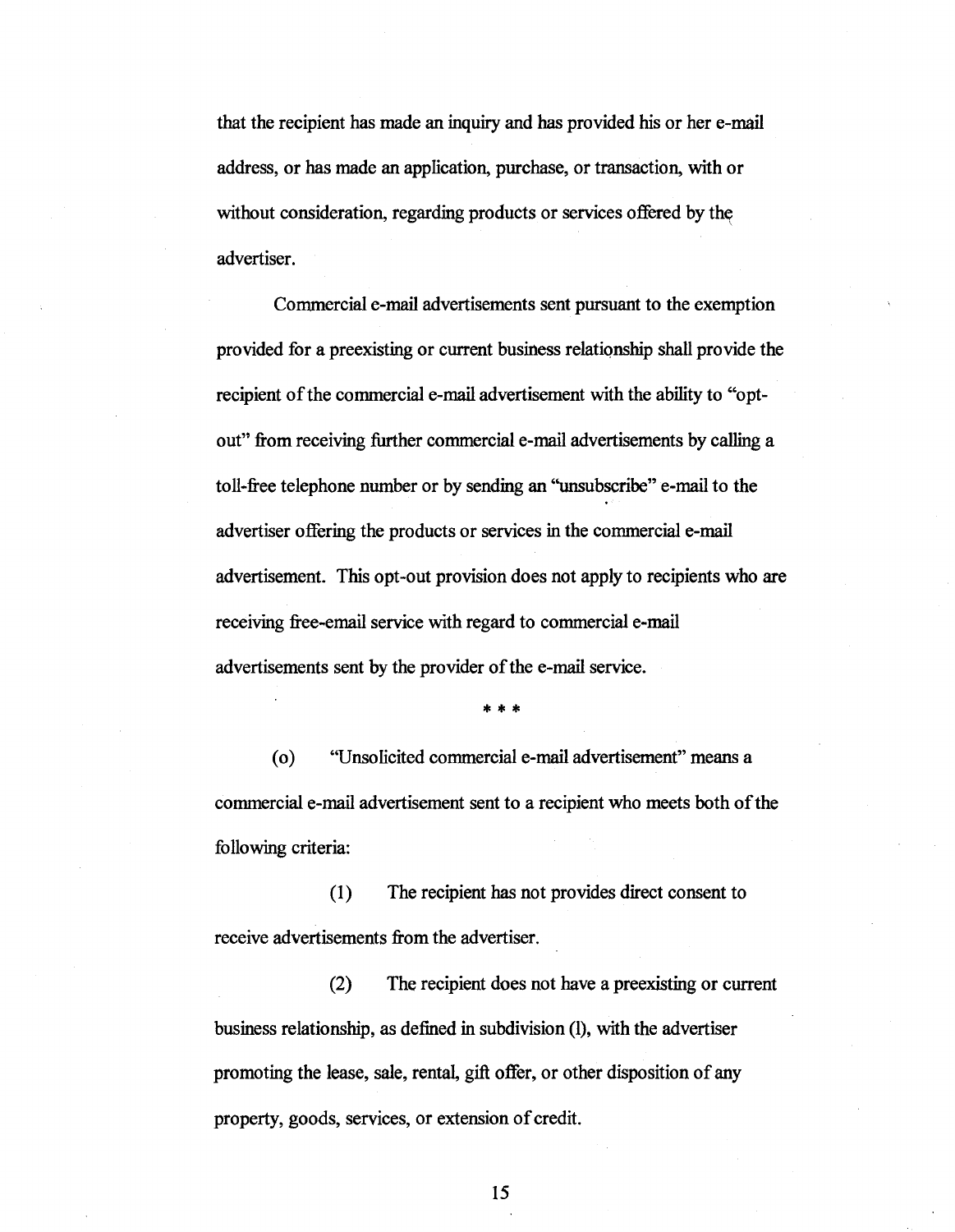that the recipient has made an inquiry and has provided his or her e-mail address, or has made an application, purchase, or transaction, with or without consideration, regarding products or services offered by the advertiser.

Commercial e-mail advertisements sent pursuant to the exemption provided for a preexisting or current business relationship shall provide the recipient of the commercial e-mail advertisement with the ability to "opt-out" from receiving further commercial e-mail advertisements by calling a toll-free telephone number or by sending an "unsubscribe" e-mail to the advertiser offering the products or services in the commercial e-mail advertisement. This opt-out provision does not apply to recipients who are receiving free-email service with regard to commercial e-mail advertisements sent by the provider of the e-mail service.

\* \* \*

(o) "Unsolicited commercial e-mail advertisement" means a commercial e-mail advertisement sent to a recipient who meets both of the following criteria:

(1) The recipient has not provides direct consent to receive advertisements from the advertiser.

(2) The recipient does not have a preexisting or current business relationship, as defined in subdivision (l), with the advertiser promoting the lease, sale, rental, gift offer, or other disposition of any property, goods, services, or extension of credit.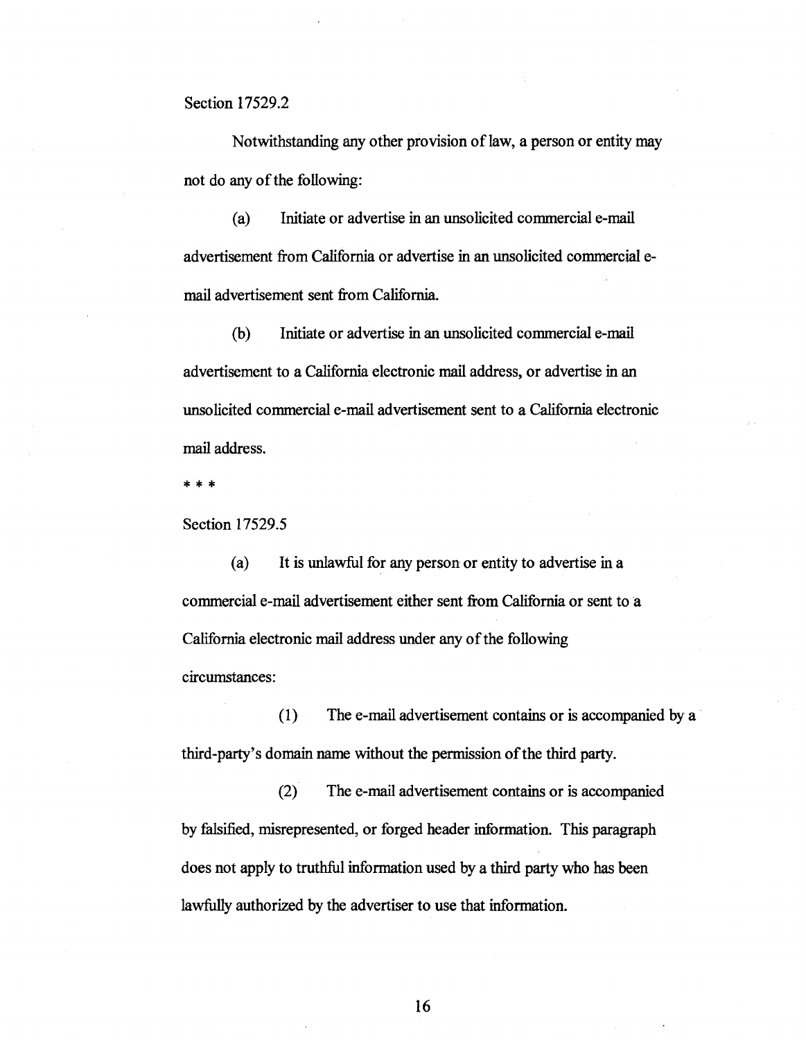Section 17529.2

Notwithstanding any other provision of law, a person or entity may not do any of the following:

(a) Initiate or advertise in an unsolicited commercial e-mail advertisement from California or advertise in an unsolicited commercial e-mail advertisement sent from California.

(b) Initiate or advertise in an unsolicited commercial e-mail advertisement to a California electronic mail address, or advertise in an unsolicited commercial e-mail advertisement sent to a California electronic mail address.

* * *

Section 17529.5

(a) It is unlawful for any person or entity to advertise in a commercial e-mail advertisement either sent from California or sent to a California electronic mail address under any of the following circumstances:

(1) The e-mail advertisement contains or is accompanied by a third-party's domain name without the permission of the third party.

(2) The e-mail advertisement contains or is accompanied by falsified, misrepresented, or forged header information. This paragraph does not apply to truthful information used by a third party who has been lawfully authorized by the advertiser to use that information.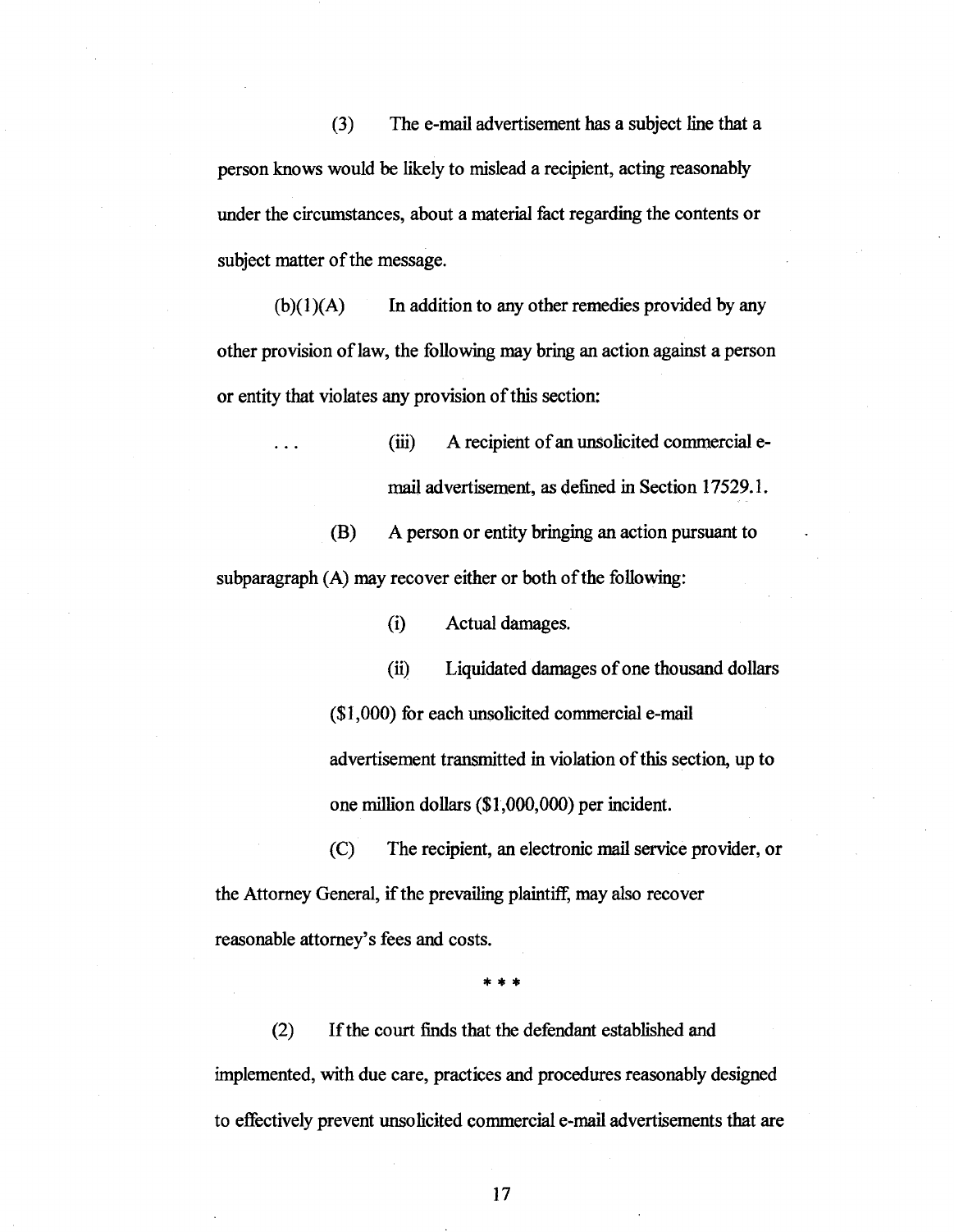(3) The e-mail advertisement has a subject line that a person knows would be likely to mislead a recipient, acting reasonably under the circumstances, about a material fact regarding the contents or subject matter of the message.

(b)(1)(A) In addition to any other remedies provided by any other provision of law, the following may bring an action against a person or entity that violates any provision of this section:

. . . (iii) A recipient of an unsolicited commercial e-mail advertisement, as defined in Section 17529.1.

(B) A person or entity bringing an action pursuant to subparagraph (A) may recover either or both of the following:

(i) Actual damages.

(ii) Liquidated damages of one thousand dollars ($1,000) for each unsolicited commercial e-mail advertisement transmitted in violation of this section, up to one million dollars ($1,000,000) per incident.

(C) The recipient, an electronic mail service provider, or the Attorney General, if the prevailing plaintiff, may also recover reasonable attorney's fees and costs.

\* \* \*

(2) If the court finds that the defendant established and implemented, with due care, practices and procedures reasonably designed to effectively prevent unsolicited commercial e-mail advertisements that are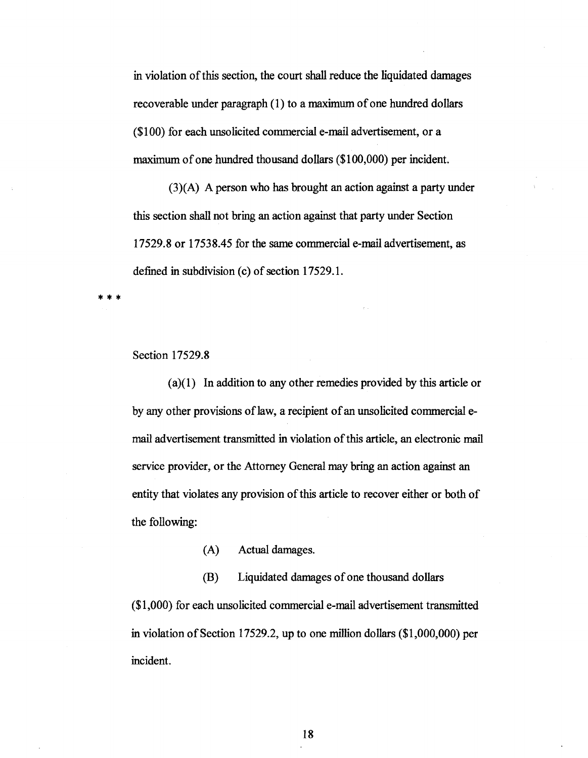in violation of this section, the court shall reduce the liquidated damages recoverable under paragraph (1) to a maximum of one hundred dollars ($100) for each unsolicited commercial e-mail advertisement, or a maximum of one hundred thousand dollars ($100,000) per incident.

(3)(A) A person who has brought an action against a party under this section shall not bring an action against that party under Section 17529.8 or 17538.45 for the same commercial e-mail advertisement, as defined in subdivision (c) of section 17529.1.

* * *

Section 17529.8

(a)(1) In addition to any other remedies provided by this article or by any other provisions of law, a recipient of an unsolicited commercial e-mail advertisement transmitted in violation of this article, an electronic mail service provider, or the Attorney General may bring an action against an entity that violates any provision of this article to recover either or both of the following:

(A) Actual damages.

(B) Liquidated damages of one thousand dollars ($1,000) for each unsolicited commercial e-mail advertisement transmitted in violation of Section 17529.2, up to one million dollars ($1,000,000) per incident.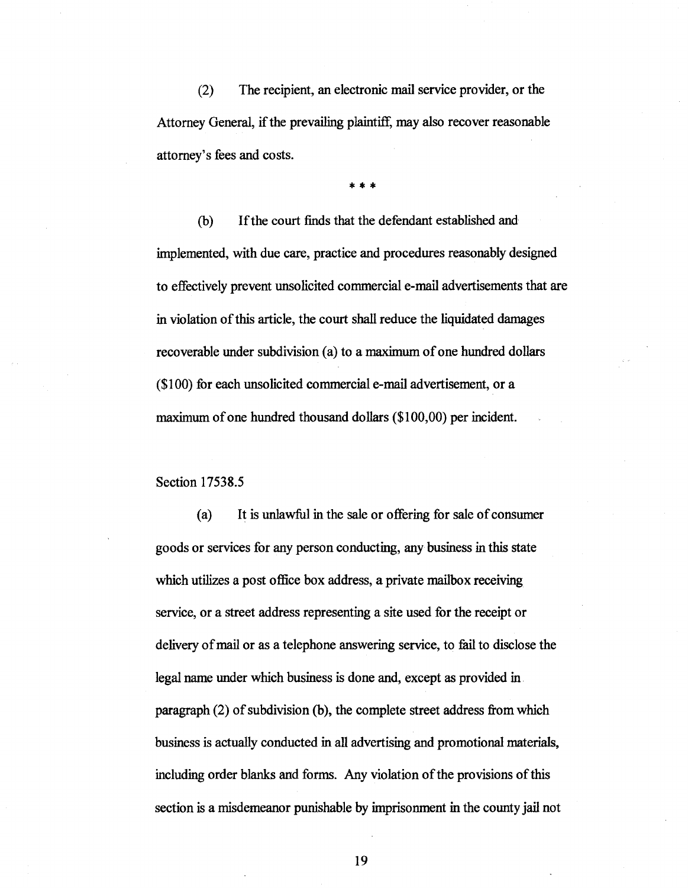(2) The recipient, an electronic mail service provider, or the Attorney General, if the prevailing plaintiff, may also recover reasonable attorney's fees and costs.

\* \* \*

(b) If the court finds that the defendant established and implemented, with due care, practice and procedures reasonably designed to effectively prevent unsolicited commercial e-mail advertisements that are in violation of this article, the court shall reduce the liquidated damages recoverable under subdivision (a) to a maximum of one hundred dollars ($100) for each unsolicited commercial e-mail advertisement, or a maximum of one hundred thousand dollars ($100,00) per incident.

Section 17538.5

(a) It is unlawful in the sale or offering for sale of consumer goods or services for any person conducting, any business in this state which utilizes a post office box address, a private mailbox receiving service, or a street address representing a site used for the receipt or delivery of mail or as a telephone answering service, to fail to disclose the legal name under which business is done and, except as provided in paragraph (2) of subdivision (b), the complete street address from which business is actually conducted in all advertising and promotional materials, including order blanks and forms. Any violation of the provisions of this section is a misdemeanor punishable by imprisonment in the county jail not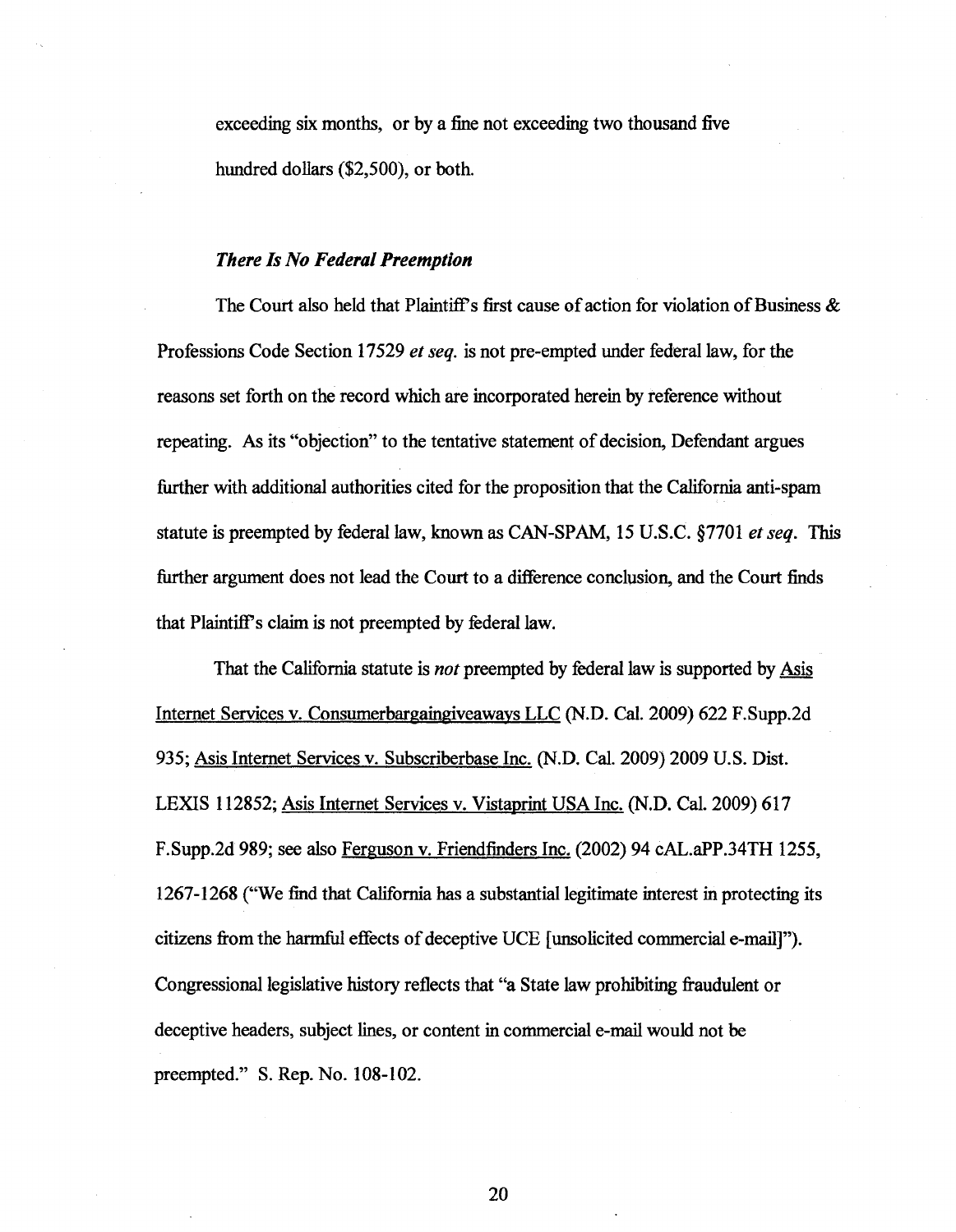exceeding six months, or by a fine not exceeding two thousand five hundred dollars ($2,500), or both.

### *There Is No Federal Preemption*

The Court also held that Plaintiff's first cause of action for violation of Business & Professions Code Section 17529 *et seq.* is not pre-empted under federal law, for the reasons set forth on the record which are incorporated herein by reference without repeating. As its "objection" to the tentative statement of decision, Defendant argues further with additional authorities cited for the proposition that the California anti-spam statute is preempted by federal law, known as CAN-SPAM, 15 U.S.C. §7701 *et seq.* This further argument does not lead the Court to a difference conclusion, and the Court finds that Plaintiff's claim is not preempted by federal law.

That the California statute is *not* preempted by federal law is supported by Asis Internet Services v. Consumerbargaingiveaways LLC (N.D. Cal. 2009) 622 F.Supp.2d 935; Asis Internet Services v. Subscriberbase Inc. (N.D. Cal. 2009) 2009 U.S. Dist. LEXIS 112852; Asis Internet Services v. Vistaprint USA Inc. (N.D. Cal. 2009) 617 F.Supp.2d 989; see also Ferguson v. Friendfinders Inc. (2002) 94 cAL.aPP.34TH 1255, 1267-1268 ("We find that California has a substantial legitimate interest in protecting its citizens from the harmful effects of deceptive UCE [unsolicited commercial e-mail]"). Congressional legislative history reflects that "a State law prohibiting fraudulent or deceptive headers, subject lines, or content in commercial e-mail would not be preempted." S. Rep. No. 108-102.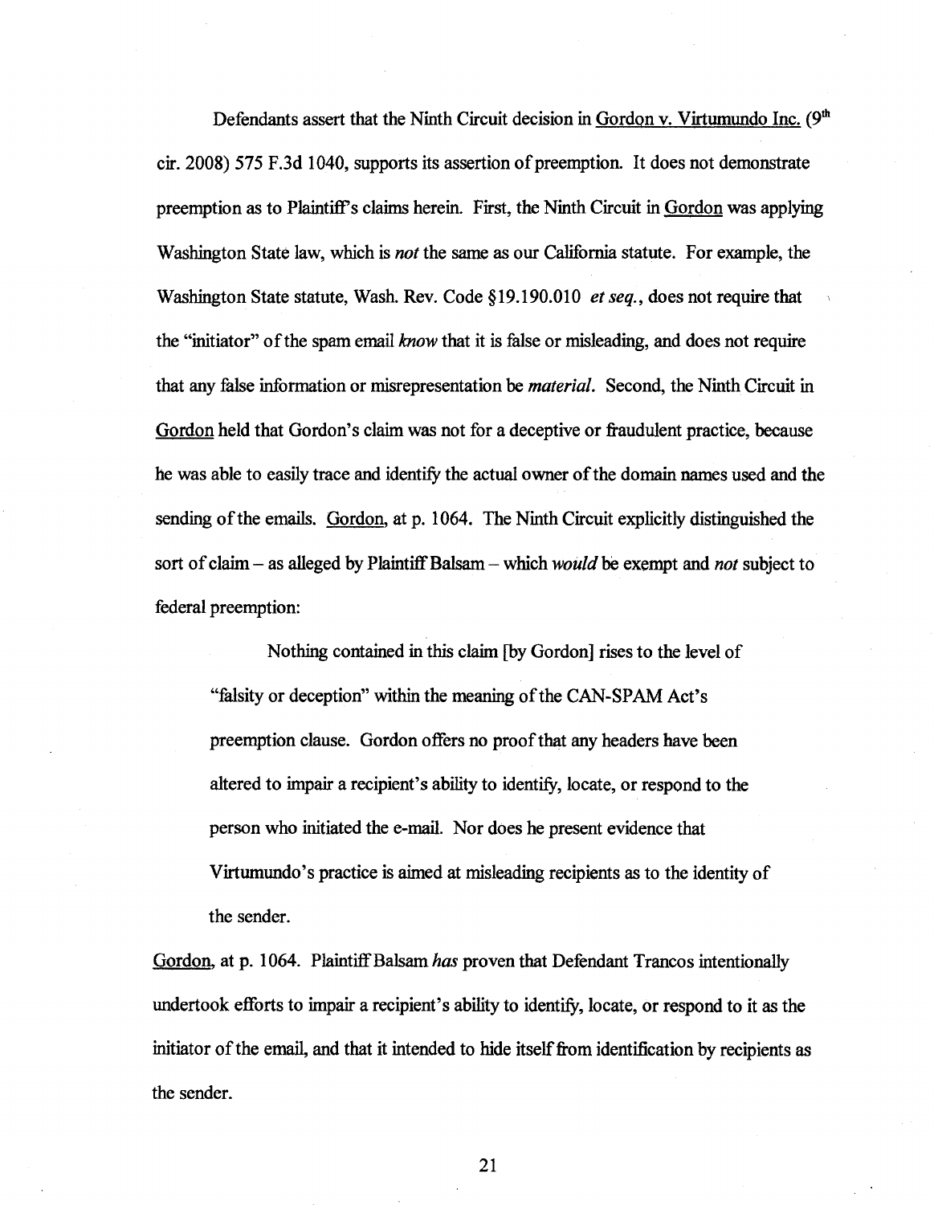Defendants assert that the Ninth Circuit decision in Gordon v. Virtumundo Inc. (9th cir. 2008) 575 F.3d 1040, supports its assertion of preemption. It does not demonstrate preemption as to Plaintiff's claims herein. First, the Ninth Circuit in Gordon was applying Washington State law, which is *not* the same as our California statute. For example, the Washington State statute, Wash. Rev. Code §19.190.010 *et seq.*, does not require that the "initiator" of the spam email *know* that it is false or misleading, and does not require that any false information or misrepresentation be *material*. Second, the Ninth Circuit in Gordon held that Gordon's claim was not for a deceptive or fraudulent practice, because he was able to easily trace and identify the actual owner of the domain names used and the sending of the emails. Gordon, at p. 1064. The Ninth Circuit explicitly distinguished the sort of claim – as alleged by Plaintiff Balsam – which *would* be exempt and *not* subject to federal preemption:

> Nothing contained in this claim [by Gordon] rises to the level of "falsity or deception" within the meaning of the CAN-SPAM Act's preemption clause. Gordon offers no proof that any headers have been altered to impair a recipient's ability to identify, locate, or respond to the person who initiated the e-mail. Nor does he present evidence that Virtumundo's practice is aimed at misleading recipients as to the identity of the sender.

Gordon, at p. 1064. Plaintiff Balsam *has* proven that Defendant Trancos intentionally undertook efforts to impair a recipient's ability to identify, locate, or respond to it as the initiator of the email, and that it intended to hide itself from identification by recipients as the sender.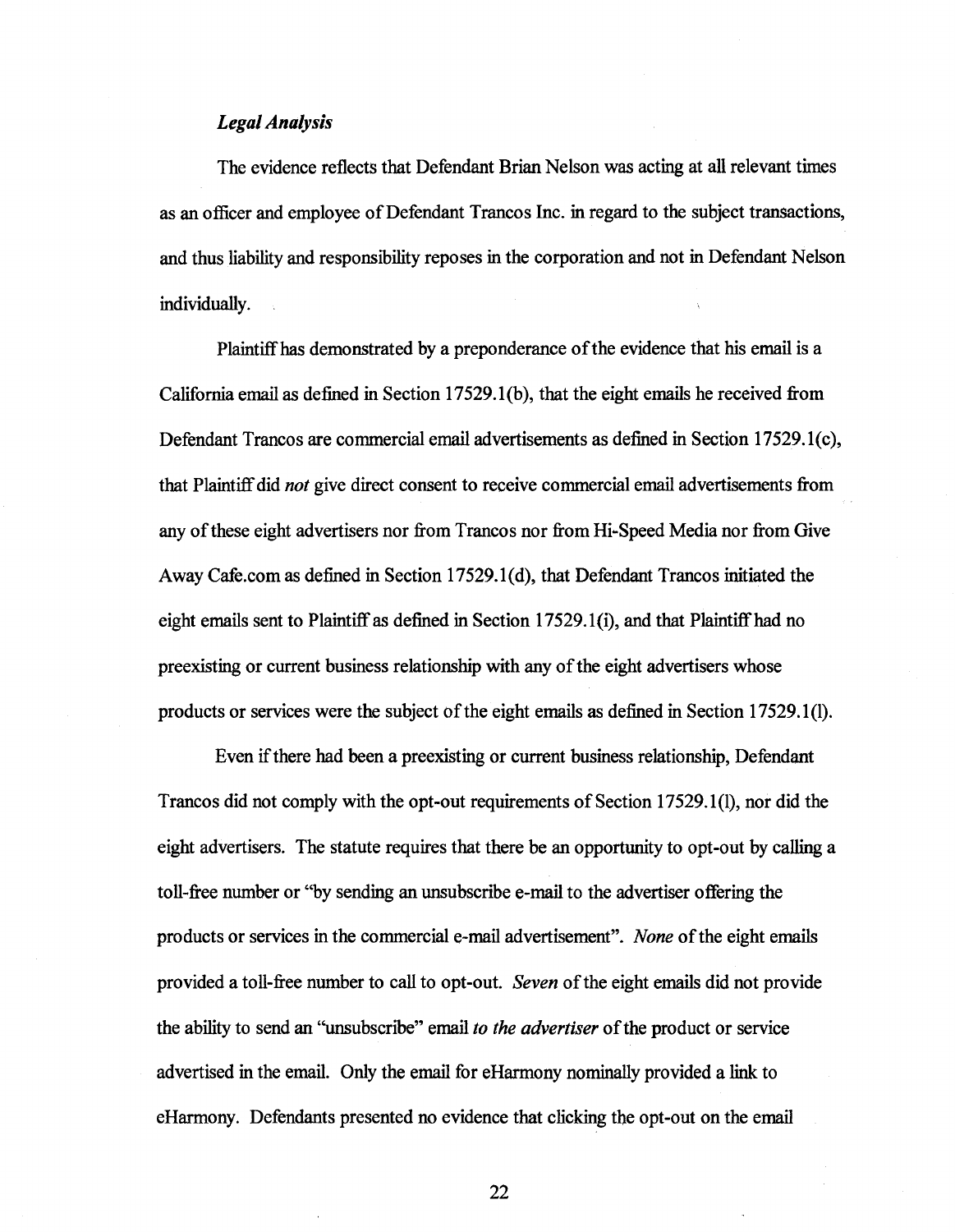***Legal Analysis***

The evidence reflects that Defendant Brian Nelson was acting at all relevant times as an officer and employee of Defendant Trancos Inc. in regard to the subject transactions, and thus liability and responsibility reposes in the corporation and not in Defendant Nelson individually.

Plaintiff has demonstrated by a preponderance of the evidence that his email is a California email as defined in Section 17529.1(b), that the eight emails he received from Defendant Trancos are commercial email advertisements as defined in Section 17529.1(c), that Plaintiff did *not* give direct consent to receive commercial email advertisements from any of these eight advertisers nor from Trancos nor from Hi-Speed Media nor from Give Away Cafe.com as defined in Section 17529.1(d), that Defendant Trancos initiated the eight emails sent to Plaintiff as defined in Section 17529.1(i), and that Plaintiff had no preexisting or current business relationship with any of the eight advertisers whose products or services were the subject of the eight emails as defined in Section 17529.1(l).

Even if there had been a preexisting or current business relationship, Defendant Trancos did not comply with the opt-out requirements of Section 17529.1(l), nor did the eight advertisers. The statute requires that there be an opportunity to opt-out by calling a toll-free number or "by sending an unsubscribe e-mail to the advertiser offering the products or services in the commercial e-mail advertisement". *None* of the eight emails provided a toll-free number to call to opt-out. *Seven* of the eight emails did not provide the ability to send an "unsubscribe" email *to the advertiser* of the product or service advertised in the email. Only the email for eHarmony nominally provided a link to eHarmony. Defendants presented no evidence that clicking the opt-out on the email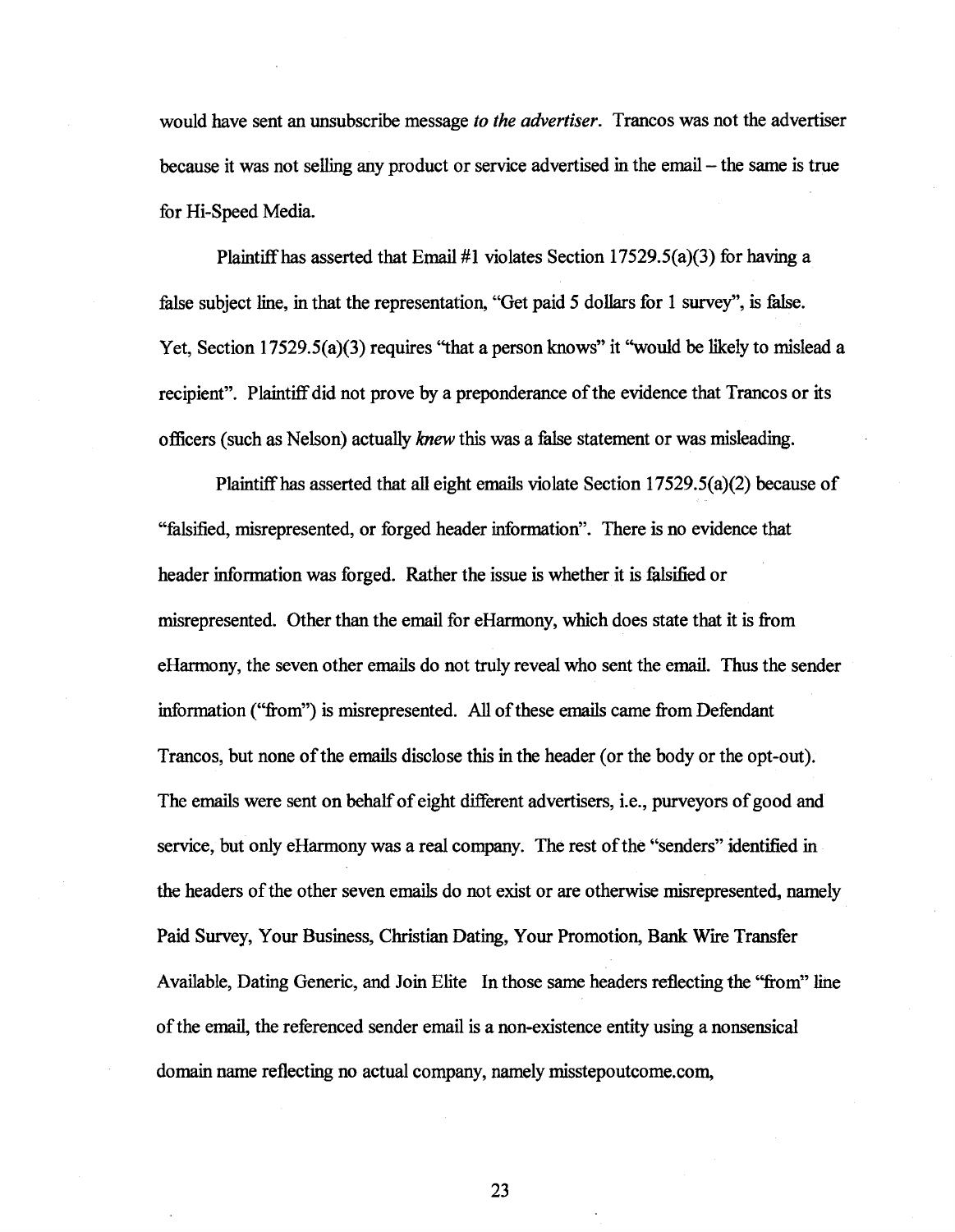would have sent an unsubscribe message *to the advertiser*. Trancos was not the advertiser because it was not selling any product or service advertised in the email – the same is true for Hi-Speed Media.

Plaintiff has asserted that Email #1 violates Section 17529.5(a)(3) for having a false subject line, in that the representation, "Get paid 5 dollars for 1 survey", is false. Yet, Section 17529.5(a)(3) requires "that a person knows" it "would be likely to mislead a recipient". Plaintiff did not prove by a preponderance of the evidence that Trancos or its officers (such as Nelson) actually *knew* this was a false statement or was misleading.

Plaintiff has asserted that all eight emails violate Section 17529.5(a)(2) because of "falsified, misrepresented, or forged header information". There is no evidence that header information was forged. Rather the issue is whether it is falsified or misrepresented. Other than the email for eHarmony, which does state that it is from eHarmony, the seven other emails do not truly reveal who sent the email. Thus the sender information ("from") is misrepresented. All of these emails came from Defendant Trancos, but none of the emails disclose this in the header (or the body or the opt-out). The emails were sent on behalf of eight different advertisers, i.e., purveyors of good and service, but only eHarmony was a real company. The rest of the "senders" identified in the headers of the other seven emails do not exist or are otherwise misrepresented, namely Paid Survey, Your Business, Christian Dating, Your Promotion, Bank Wire Transfer Available, Dating Generic, and Join Elite In those same headers reflecting the "from" line of the email, the referenced sender email is a non-existence entity using a nonsensical domain name reflecting no actual company, namely misstepoutcome.com,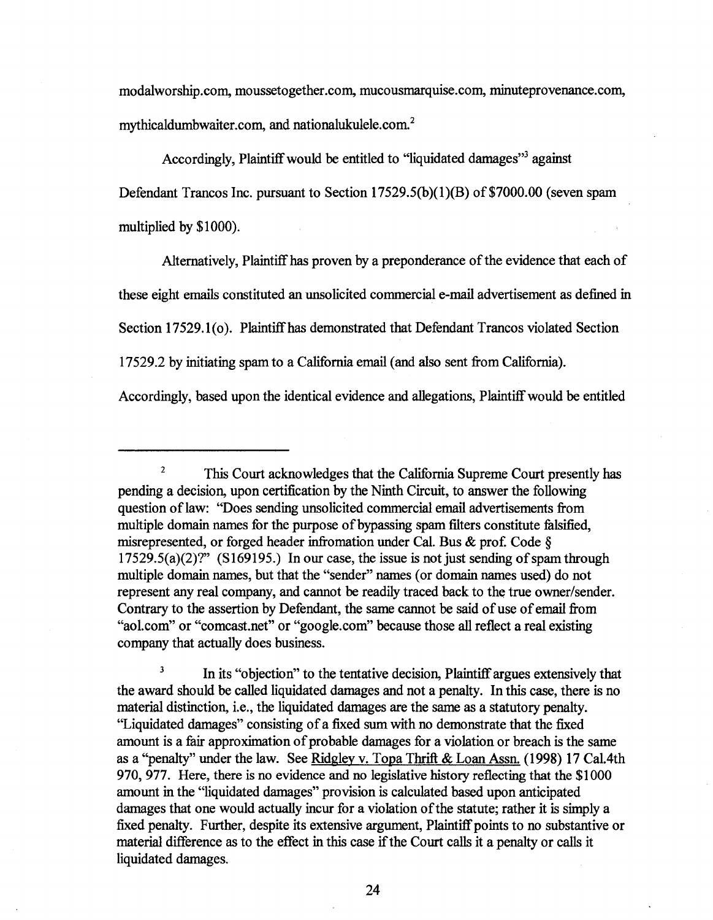modalworship.com, moussetogether.com, mucousmarquise.com, minuteprovenance.com, mythicaldumbwaiter.com, and nationalukulele.com.[2]

Accordingly, Plaintiff would be entitled to "liquidated damages"[3] against Defendant Trancos Inc. pursuant to Section 17529.5(b)(1)(B) of $7000.00 (seven spam multiplied by $1000).

Alternatively, Plaintiff has proven by a preponderance of the evidence that each of these eight emails constituted an unsolicited commercial e-mail advertisement as defined in Section 17529.1(o). Plaintiff has demonstrated that Defendant Trancos violated Section 17529.2 by initiating spam to a California email (and also sent from California). Accordingly, based upon the identical evidence and allegations, Plaintiff would be entitled

---

[2] This Court acknowledges that the California Supreme Court presently has pending a decision, upon certification by the Ninth Circuit, to answer the following question of law: "Does sending unsolicited commercial email advertisements from multiple domain names for the purpose of bypassing spam filters constitute falsified, misrepresented, or forged header infromation under Cal. Bus & prof. Code § 17529.5(a)(2)?" (S169195.) In our case, the issue is not just sending of spam through multiple domain names, but that the "sender" names (or domain names used) do not represent any real company, and cannot be readily traced back to the true owner/sender. Contrary to the assertion by Defendant, the same cannot be said of use of email from "aol.com" or "comcast.net" or "google.com" because those all reflect a real existing company that actually does business.

[3] In its "objection" to the tentative decision, Plaintiff argues extensively that the award should be called liquidated damages and not a penalty. In this case, there is no material distinction, i.e., the liquidated damages are the same as a statutory penalty. "Liquidated damages" consisting of a fixed sum with no demonstrate that the fixed amount is a fair approximation of probable damages for a violation or breach is the same as a "penalty" under the law. See Ridgley v. Topa Thrift & Loan Assn. (1998) 17 Cal.4th 970, 977. Here, there is no evidence and no legislative history reflecting that the $1000 amount in the "liquidated damages" provision is calculated based upon anticipated damages that one would actually incur for a violation of the statute; rather it is simply a fixed penalty. Further, despite its extensive argument, Plaintiff points to no substantive or material difference as to the effect in this case if the Court calls it a penalty or calls it liquidated damages.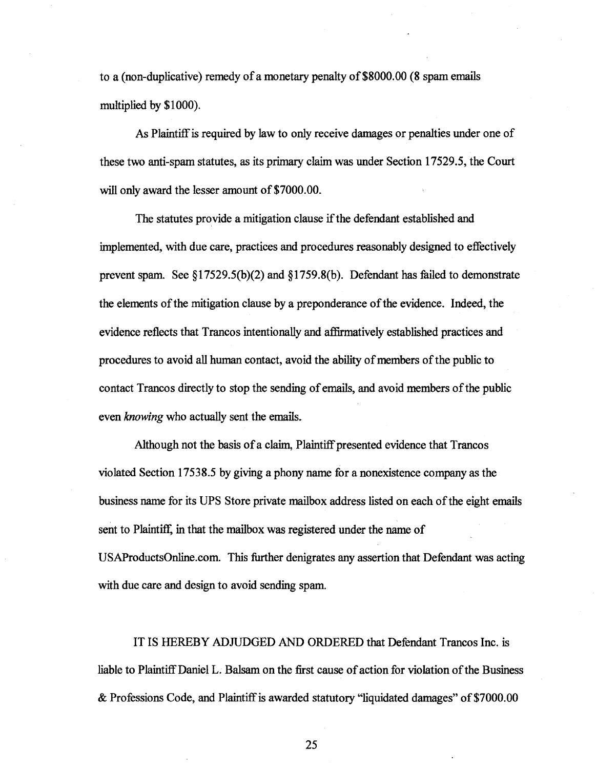to a (non-duplicative) remedy of a monetary penalty of $8000.00 (8 spam emails multiplied by $1000).

As Plaintiff is required by law to only receive damages or penalties under one of these two anti-spam statutes, as its primary claim was under Section 17529.5, the Court will only award the lesser amount of $7000.00.

The statutes provide a mitigation clause if the defendant established and implemented, with due care, practices and procedures reasonably designed to effectively prevent spam. See §17529.5(b)(2) and §1759.8(b). Defendant has failed to demonstrate the elements of the mitigation clause by a preponderance of the evidence. Indeed, the evidence reflects that Trancos intentionally and affirmatively established practices and procedures to avoid all human contact, avoid the ability of members of the public to contact Trancos directly to stop the sending of emails, and avoid members of the public even *knowing* who actually sent the emails.

Although not the basis of a claim, Plaintiff presented evidence that Trancos violated Section 17538.5 by giving a phony name for a nonexistence company as the business name for its UPS Store private mailbox address listed on each of the eight emails sent to Plaintiff, in that the mailbox was registered under the name of USAProductsOnline.com. This further denigrates any assertion that Defendant was acting with due care and design to avoid sending spam.

IT IS HEREBY ADJUDGED AND ORDERED that Defendant Trancos Inc. is liable to Plaintiff Daniel L. Balsam on the first cause of action for violation of the Business & Professions Code, and Plaintiff is awarded statutory "liquidated damages" of $7000.00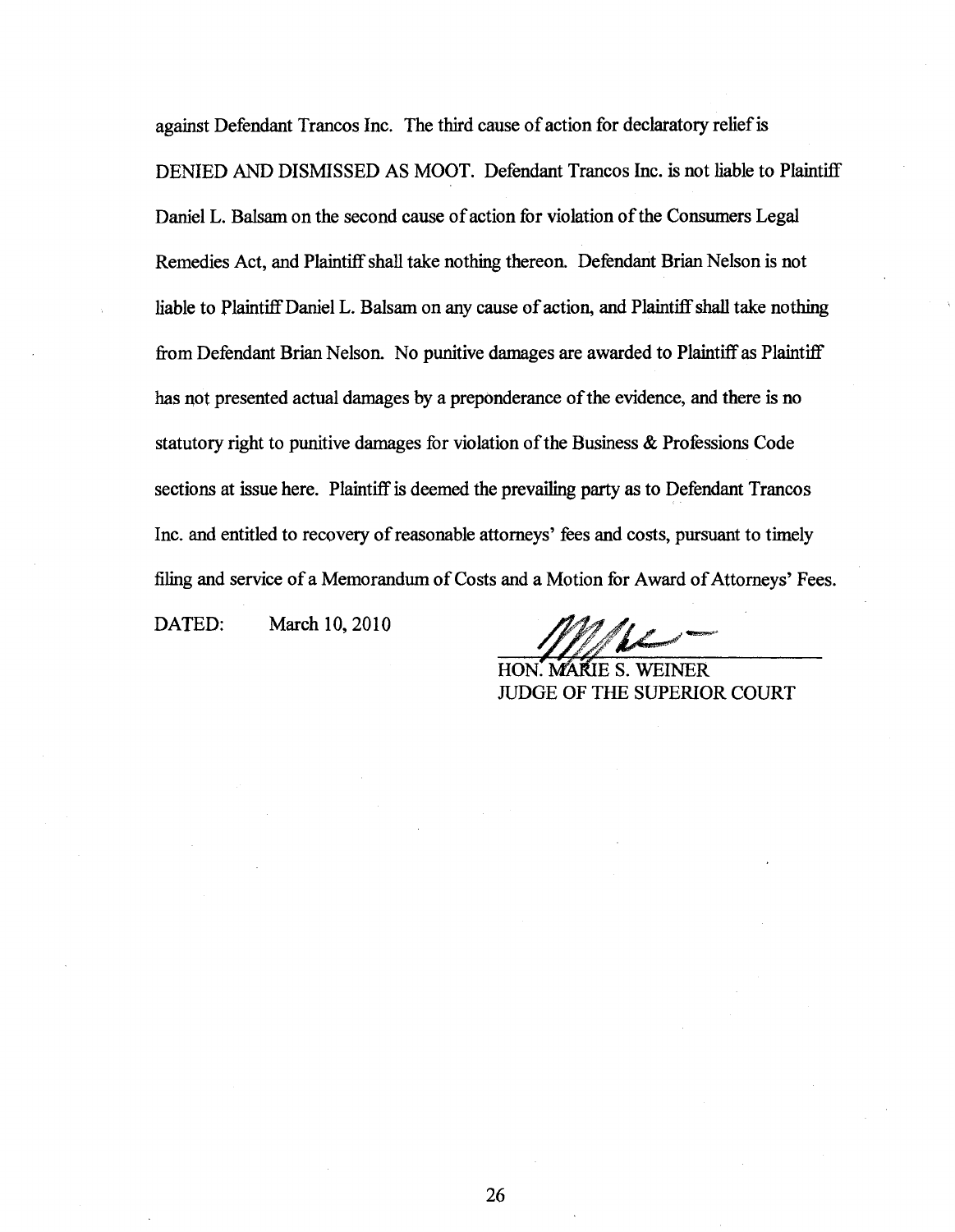against Defendant Trancos Inc. The third cause of action for declaratory relief is DENIED AND DISMISSED AS MOOT. Defendant Trancos Inc. is not liable to Plaintiff Daniel L. Balsam on the second cause of action for violation of the Consumers Legal Remedies Act, and Plaintiff shall take nothing thereon. Defendant Brian Nelson is not liable to Plaintiff Daniel L. Balsam on any cause of action, and Plaintiff shall take nothing from Defendant Brian Nelson. No punitive damages are awarded to Plaintiff as Plaintiff has not presented actual damages by a preponderance of the evidence, and there is no statutory right to punitive damages for violation of the Business & Professions Code sections at issue here. Plaintiff is deemed the prevailing party as to Defendant Trancos Inc. and entitled to recovery of reasonable attorneys' fees and costs, pursuant to timely filing and service of a Memorandum of Costs and a Motion for Award of Attorneys' Fees.

DATED: March 10, 2010

HON. MARIE S. WEINER
JUDGE OF THE SUPERIOR COURT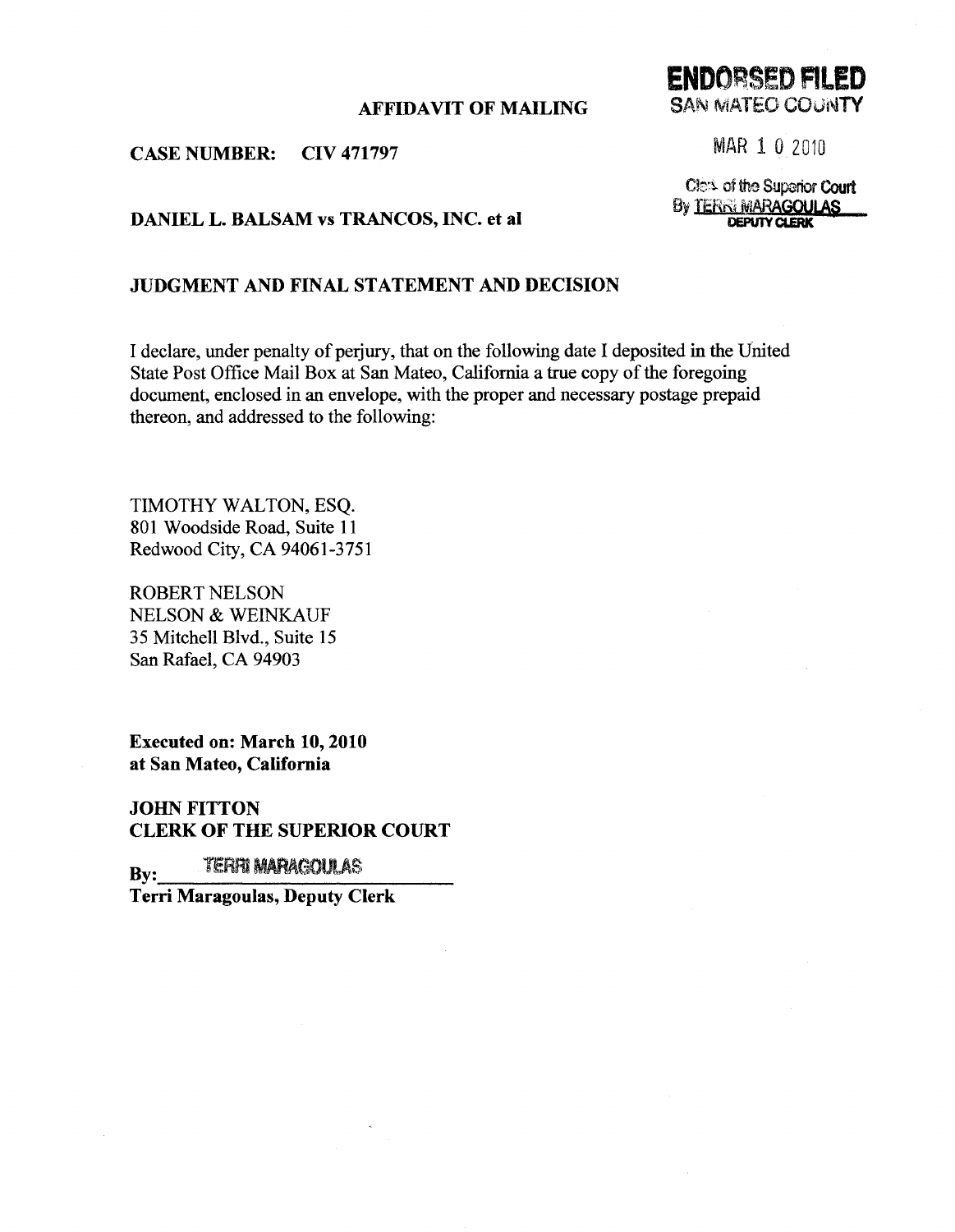**ENDORSED FILED**
**SAN MATEO COUNTY**

MAR 1 0 2010

Clerk of the Superior Court
By TERRI MARAGOULAS
DEPUTY CLERK

**AFFIDAVIT OF MAILING**

**CASE NUMBER: CIV 471797**

**DANIEL L. BALSAM vs TRANCOS, INC. et al**

**JUDGMENT AND FINAL STATEMENT AND DECISION**

I declare, under penalty of perjury, that on the following date I deposited in the United State Post Office Mail Box at San Mateo, California a true copy of the foregoing document, enclosed in an envelope, with the proper and necessary postage prepaid thereon, and addressed to the following:

TIMOTHY WALTON, ESQ.
801 Woodside Road, Suite 11
Redwood City, CA 94061-3751

ROBERT NELSON
NELSON & WEINKAUF
35 Mitchell Blvd., Suite 15
San Rafael, CA 94903

**Executed on: March 10, 2010**
**at San Mateo, California**

**JOHN FITTON**
**CLERK OF THE SUPERIOR COURT**

**By:** TERRI MARAGOULAS
**Terri Maragoulas, Deputy Clerk**